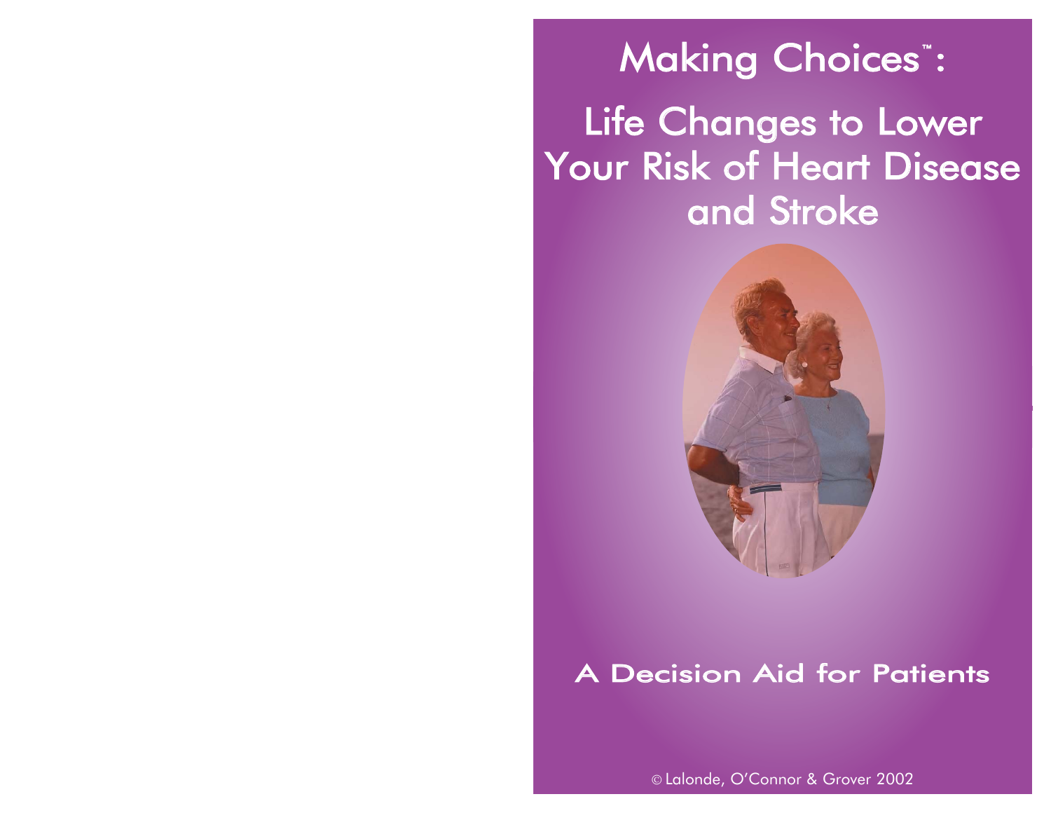# Making Choices™:

## Life Changes to Lower Your Risk of Heart Disease and Stroke

### A Decision Aid for Patients

© Lalonde, O'Connor & Grover 2002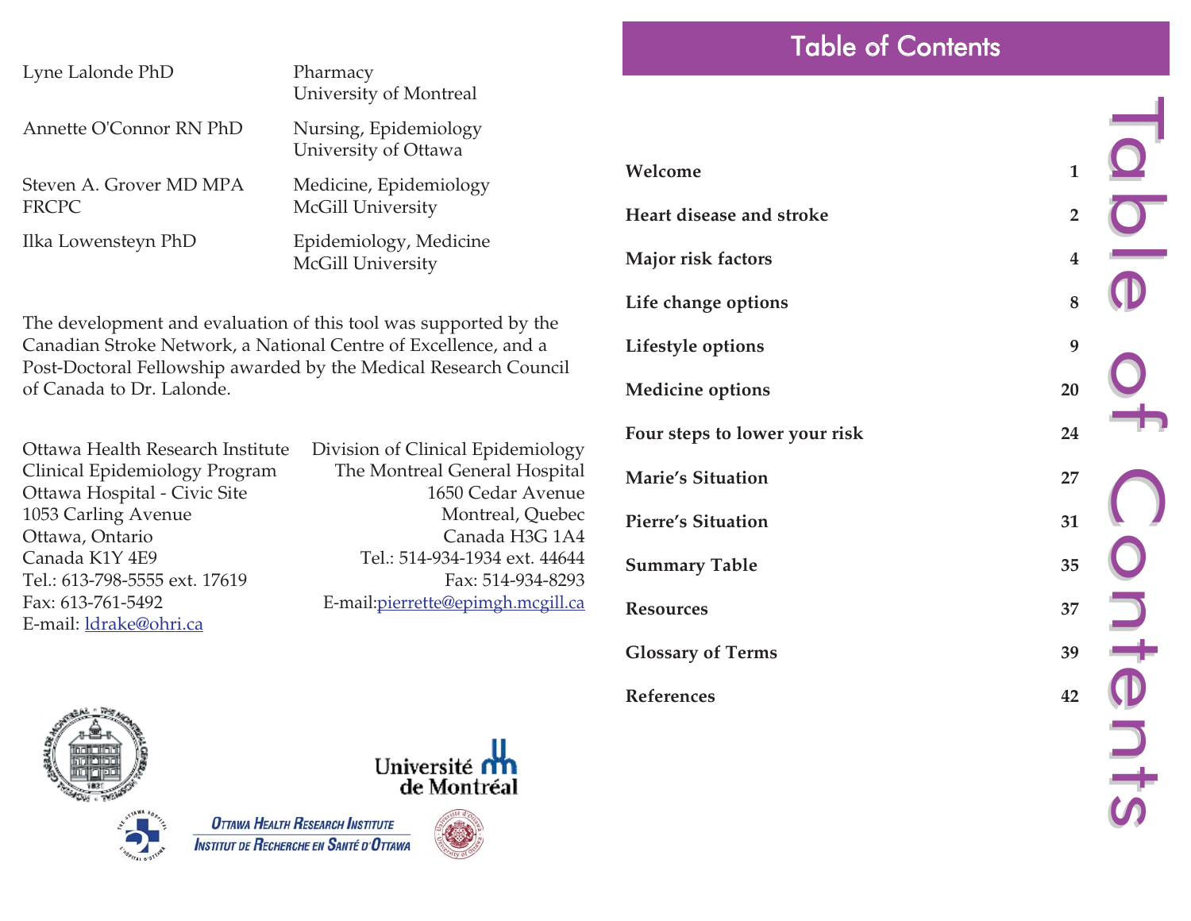| | |
|---|---|
| Lyne Lalonde PhD | Pharmacy<br>University of Montreal |
| Annette O'Connor RN PhD | Nursing, Epidemiology<br>University of Ottawa |
| Steven A. Grover MD MPA FRCPC | Medicine, Epidemiology<br>McGill University |
| Ilka Lowensteyn PhD | Epidemiology, Medicine<br>McGill University |

The development and evaluation of this tool was supported by the Canadian Stroke Network, a National Centre of Excellence, and a Post-Doctoral Fellowship awarded by the Medical Research Council of Canada to Dr. Lalonde.

Ottawa Health Research Institute
Clinical Epidemiology Program
Ottawa Hospital - Civic Site
1053 Carling Avenue
Ottawa, Ontario
Canada K1Y 4E9
Tel.: 613-798-5555 ext. 17619
Fax: 613-761-5492
E-mail: ldrake@ohri.ca

Division of Clinical Epidemiology
The Montreal General Hospital
1650 Cedar Avenue
Montreal, Quebec
Canada H3G 1A4
Tel.: 514-934-1934 ext. 44644
Fax: 514-934-8293
E-mail:pierrette@epimgh.mcgill.ca

# Table of Contents

| | |
|---|---|
| **Welcome** | **1** |
| **Heart disease and stroke** | **2** |
| **Major risk factors** | **4** |
| **Life change options** | **8** |
| **Lifestyle options** | **9** |
| **Medicine options** | **20** |
| **Four steps to lower your risk** | **24** |
| **Marie's Situation** | **27** |
| **Pierre's Situation** | **31** |
| **Summary Table** | **35** |
| **Resources** | **37** |
| **Glossary of Terms** | **39** |
| **References** | **42** |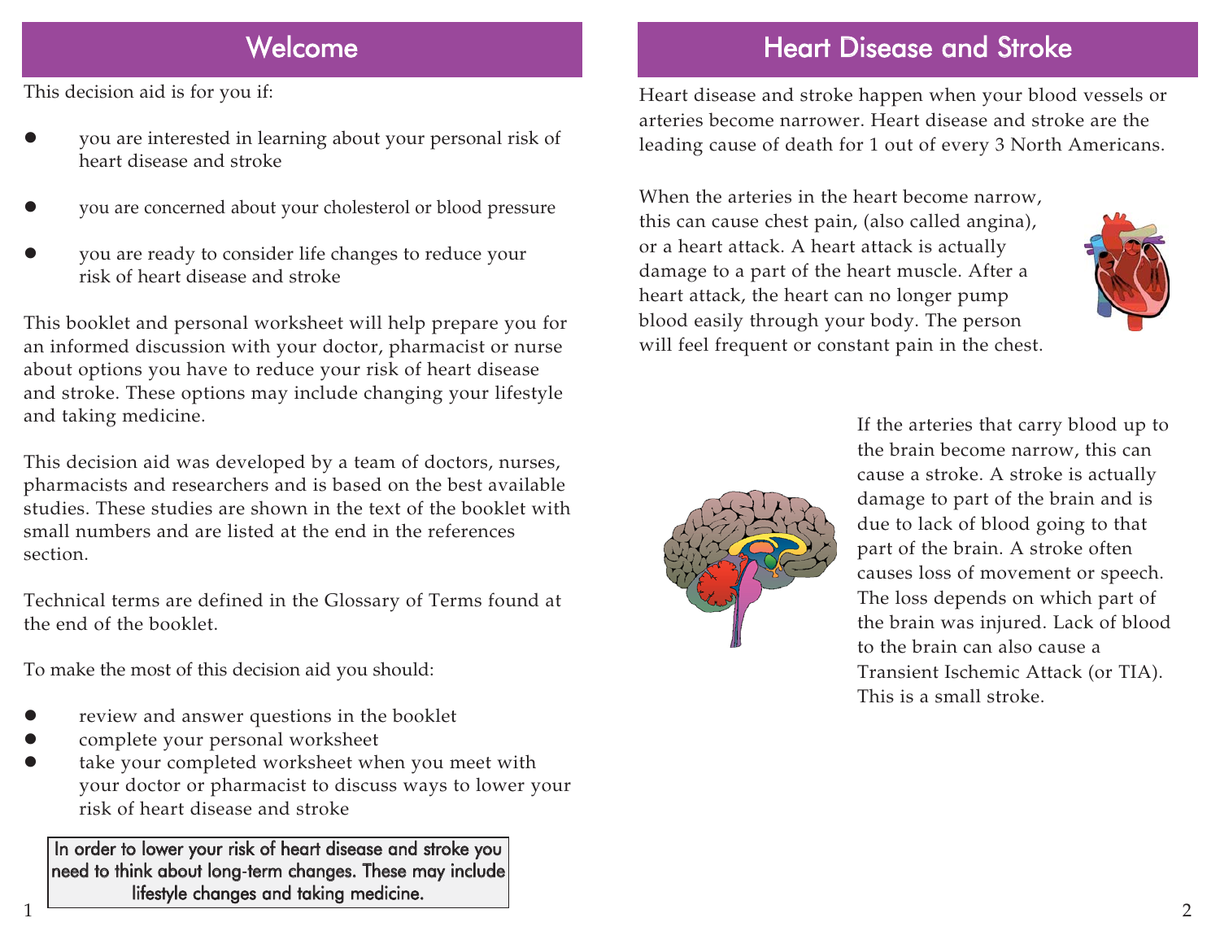## Welcome

This decision aid is for you if:

- you are interested in learning about your personal risk of heart disease and stroke
- you are concerned about your cholesterol or blood pressure
- you are ready to consider life changes to reduce your risk of heart disease and stroke

This booklet and personal worksheet will help prepare you for an informed discussion with your doctor, pharmacist or nurse about options you have to reduce your risk of heart disease and stroke. These options may include changing your lifestyle and taking medicine.

This decision aid was developed by a team of doctors, nurses, pharmacists and researchers and is based on the best available studies. These studies are shown in the text of the booklet with small numbers and are listed at the end in the references section.

Technical terms are defined in the Glossary of Terms found at the end of the booklet.

To make the most of this decision aid you should:

- review and answer questions in the booklet
- complete your personal worksheet
- take your completed worksheet when you meet with your doctor or pharmacist to discuss ways to lower your risk of heart disease and stroke

> In order to lower your risk of heart disease and stroke you need to think about long-term changes. These may include lifestyle changes and taking medicine.

## Heart Disease and Stroke

Heart disease and stroke happen when your blood vessels or arteries become narrower. Heart disease and stroke are the leading cause of death for 1 out of every 3 North Americans.

When the arteries in the heart become narrow, this can cause chest pain, (also called angina), or a heart attack. A heart attack is actually damage to a part of the heart muscle. After a heart attack, the heart can no longer pump blood easily through your body. The person will feel frequent or constant pain in the chest.

If the arteries that carry blood up to the brain become narrow, this can cause a stroke. A stroke is actually damage to part of the brain and is due to lack of blood going to that part of the brain. A stroke often causes loss of movement or speech. The loss depends on which part of the brain was injured. Lack of blood to the brain can also cause a Transient Ischemic Attack (or TIA). This is a small stroke.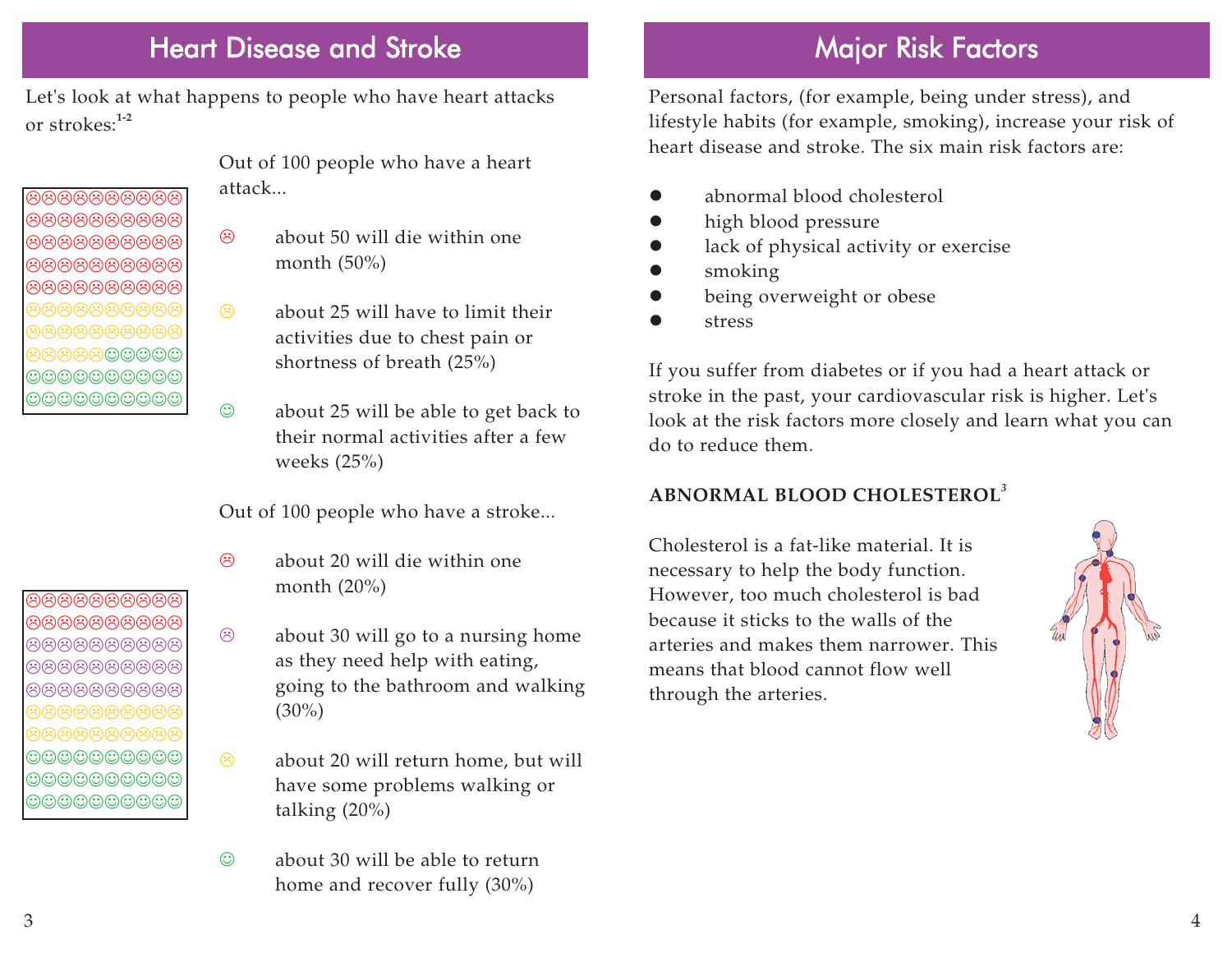## Heart Disease and Stroke

Let's look at what happens to people who have heart attacks or strokes:[1-2]

Out of 100 people who have a heart attack...

- ☹ about 50 will die within one month (50%)
- ☹ about 25 will have to limit their activities due to chest pain or shortness of breath (25%)
- ☺ about 25 will be able to get back to their normal activities after a few weeks (25%)

Out of 100 people who have a stroke...

- ☹ about 20 will die within one month (20%)
- ☹ about 30 will go to a nursing home as they need help with eating, going to the bathroom and walking (30%)
- ☹ about 20 will return home, but will have some problems walking or talking (20%)
- ☺ about 30 will be able to return home and recover fully (30%)

## Major Risk Factors

Personal factors, (for example, being under stress), and lifestyle habits (for example, smoking), increase your risk of heart disease and stroke. The six main risk factors are:

- abnormal blood cholesterol
- high blood pressure
- lack of physical activity or exercise
- smoking
- being overweight or obese
- stress

If you suffer from diabetes or if you had a heart attack or stroke in the past, your cardiovascular risk is higher. Let's look at the risk factors more closely and learn what you can do to reduce them.

### ABNORMAL BLOOD CHOLESTEROL[3]

Cholesterol is a fat-like material. It is necessary to help the body function. However, too much cholesterol is bad because it sticks to the walls of the arteries and makes them narrower. This means that blood cannot flow well through the arteries.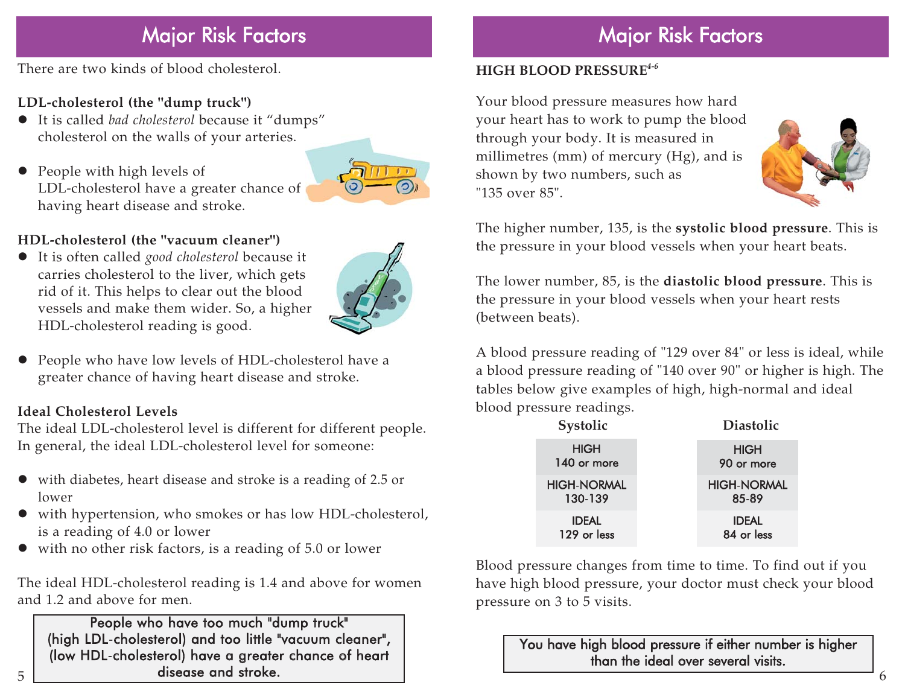## Major Risk Factors

There are two kinds of blood cholesterol.

**LDL-cholesterol (the "dump truck")**

- It is called *bad cholesterol* because it "dumps" cholesterol on the walls of your arteries.
- People with high levels of LDL-cholesterol have a greater chance of having heart disease and stroke.

**HDL-cholesterol (the "vacuum cleaner")**

- It is often called *good cholesterol* because it carries cholesterol to the liver, which gets rid of it. This helps to clear out the blood vessels and make them wider. So, a higher HDL-cholesterol reading is good.
- People who have low levels of HDL-cholesterol have a greater chance of having heart disease and stroke.

**Ideal Cholesterol Levels**

The ideal LDL-cholesterol level is different for different people. In general, the ideal LDL-cholesterol level for someone:

- with diabetes, heart disease and stroke is a reading of 2.5 or lower
- with hypertension, who smokes or has low HDL-cholesterol, is a reading of 4.0 or lower
- with no other risk factors, is a reading of 5.0 or lower

The ideal HDL-cholesterol reading is 1.4 and above for women and 1.2 and above for men.

> People who have too much "dump truck" (high LDL-cholesterol) and too little "vacuum cleaner", (low HDL-cholesterol) have a greater chance of heart disease and stroke.

## Major Risk Factors

**HIGH BLOOD PRESSURE**[4-6]

Your blood pressure measures how hard your heart has to work to pump the blood through your body. It is measured in millimetres (mm) of mercury (Hg), and is shown by two numbers, such as "135 over 85".

The higher number, 135, is the **systolic blood pressure**. This is the pressure in your blood vessels when your heart beats.

The lower number, 85, is the **diastolic blood pressure**. This is the pressure in your blood vessels when your heart rests (between beats).

A blood pressure reading of "129 over 84" or less is ideal, while a blood pressure reading of "140 over 90" or higher is high. The tables below give examples of high, high-normal and ideal blood pressure readings.

| Systolic | Diastolic |
|---|---|
| HIGH 140 or more | HIGH 90 or more |
| HIGH-NORMAL 130-139 | HIGH-NORMAL 85-89 |
| IDEAL 129 or less | IDEAL 84 or less |

Blood pressure changes from time to time. To find out if you have high blood pressure, your doctor must check your blood pressure on 3 to 5 visits.

> You have high blood pressure if either number is higher than the ideal over several visits.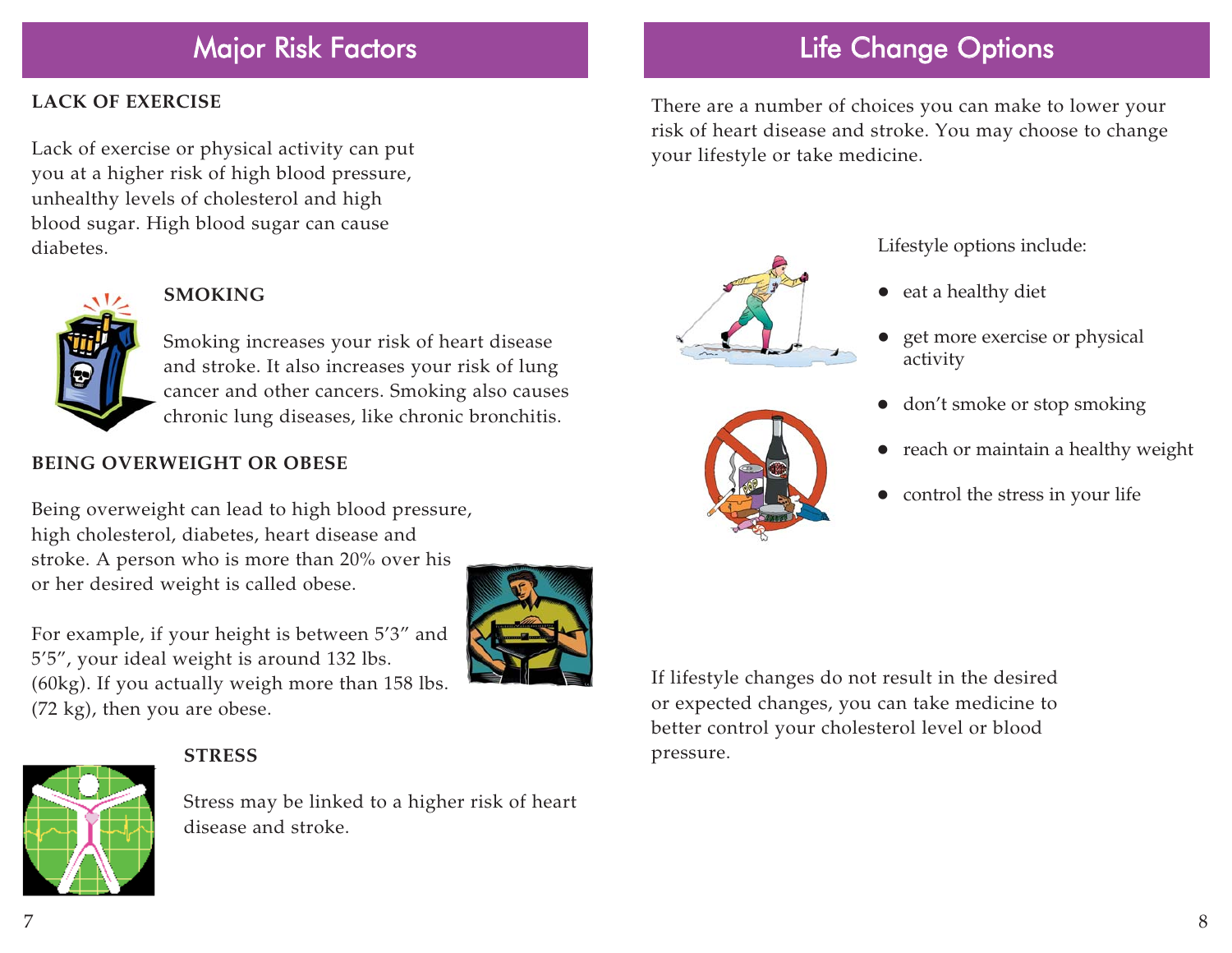## Major Risk Factors

**LACK OF EXERCISE**

Lack of exercise or physical activity can put you at a higher risk of high blood pressure, unhealthy levels of cholesterol and high blood sugar. High blood sugar can cause diabetes.

**SMOKING**

Smoking increases your risk of heart disease and stroke. It also increases your risk of lung cancer and other cancers. Smoking also causes chronic lung diseases, like chronic bronchitis.

**BEING OVERWEIGHT OR OBESE**

Being overweight can lead to high blood pressure, high cholesterol, diabetes, heart disease and stroke. A person who is more than 20% over his or her desired weight is called obese.

For example, if your height is between 5′3″ and 5′5″, your ideal weight is around 132 lbs. (60kg). If you actually weigh more than 158 lbs. (72 kg), then you are obese.

**STRESS**

Stress may be linked to a higher risk of heart disease and stroke.

## Life Change Options

There are a number of choices you can make to lower your risk of heart disease and stroke. You may choose to change your lifestyle or take medicine.

Lifestyle options include:

- eat a healthy diet
- get more exercise or physical activity
- don't smoke or stop smoking
- reach or maintain a healthy weight
- control the stress in your life

If lifestyle changes do not result in the desired or expected changes, you can take medicine to better control your cholesterol level or blood pressure.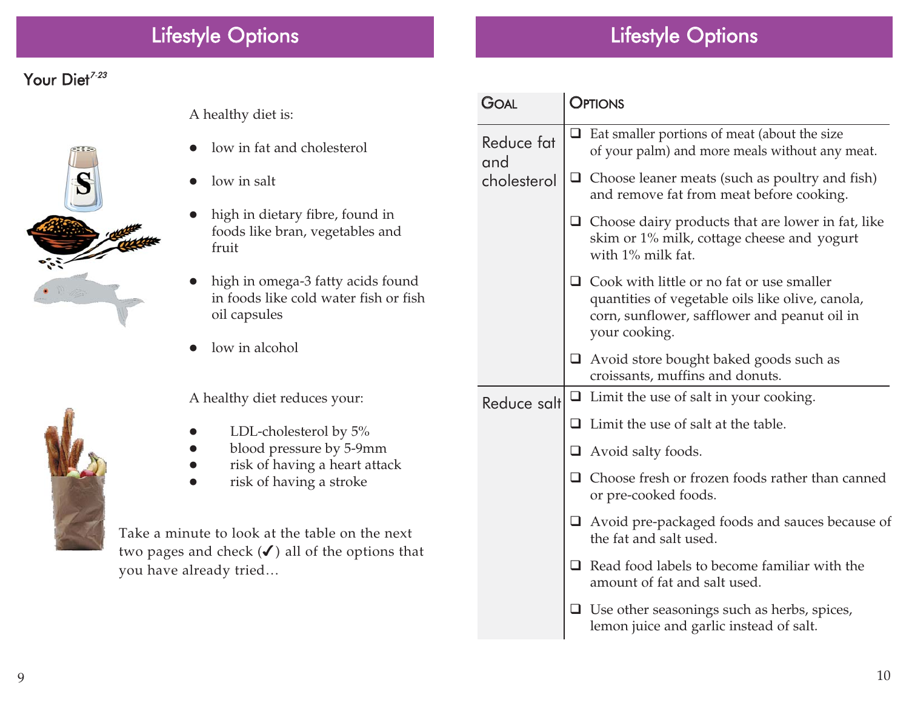# Lifestyle Options

## Your Diet[7-23]

A healthy diet is:

- low in fat and cholesterol
- low in salt
- high in dietary fibre, found in foods like bran, vegetables and fruit
- high in omega-3 fatty acids found in foods like cold water fish or fish oil capsules
- low in alcohol

A healthy diet reduces your:

- LDL-cholesterol by 5%
- blood pressure by 5-9mm
- risk of having a heart attack
- risk of having a stroke

Take a minute to look at the table on the next two pages and check (✓) all of the options that you have already tried…

# Lifestyle Options

| Goal | Options |
|---|---|
| Reduce fat and cholesterol | ❑ Eat smaller portions of meat (about the size of your palm) and more meals without any meat. |
| | ❑ Choose leaner meats (such as poultry and fish) and remove fat from meat before cooking. |
| | ❑ Choose dairy products that are lower in fat, like skim or 1% milk, cottage cheese and yogurt with 1% milk fat. |
| | ❑ Cook with little or no fat or use smaller quantities of vegetable oils like olive, canola, corn, sunflower, safflower and peanut oil in your cooking. |
| | ❑ Avoid store bought baked goods such as croissants, muffins and donuts. |
| Reduce salt | ❑ Limit the use of salt in your cooking. |
| | ❑ Limit the use of salt at the table. |
| | ❑ Avoid salty foods. |
| | ❑ Choose fresh or frozen foods rather than canned or pre-cooked foods. |
| | ❑ Avoid pre-packaged foods and sauces because of the fat and salt used. |
| | ❑ Read food labels to become familiar with the amount of fat and salt used. |
| | ❑ Use other seasonings such as herbs, spices, lemon juice and garlic instead of salt. |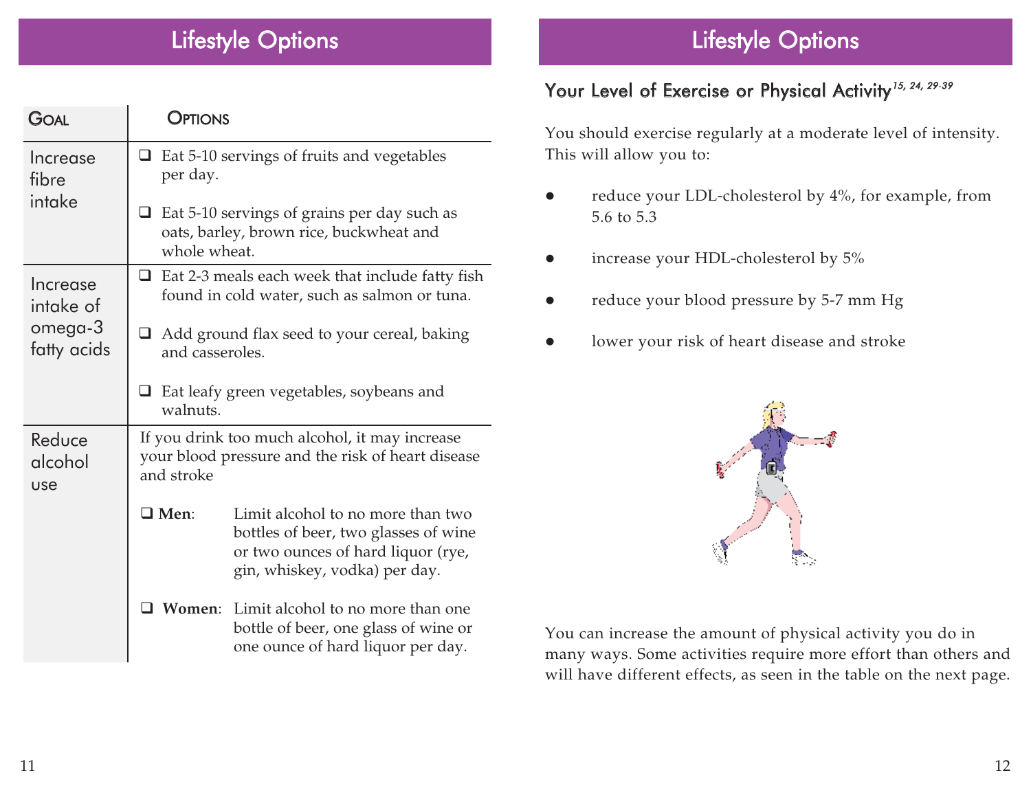## Lifestyle Options

| Goal | Options |
| --- | --- |
| Increase fibre intake | ❑ Eat 5-10 servings of fruits and vegetables per day.<br><br>❑ Eat 5-10 servings of grains per day such as oats, barley, brown rice, buckwheat and whole wheat. |
| Increase intake of omega-3 fatty acids | ❑ Eat 2-3 meals each week that include fatty fish found in cold water, such as salmon or tuna.<br><br>❑ Add ground flax seed to your cereal, baking and casseroles.<br><br>❑ Eat leafy green vegetables, soybeans and walnuts. |
| Reduce alcohol use | If you drink too much alcohol, it may increase your blood pressure and the risk of heart disease and stroke<br><br>❑ **Men**: Limit alcohol to no more than two bottles of beer, two glasses of wine or two ounces of hard liquor (rye, gin, whiskey, vodka) per day.<br><br>❑ **Women**: Limit alcohol to no more than one bottle of beer, one glass of wine or one ounce of hard liquor per day. |

## Lifestyle Options

### Your Level of Exercise or Physical Activity[15, 24, 29-39]

You should exercise regularly at a moderate level of intensity. This will allow you to:

- reduce your LDL-cholesterol by 4%, for example, from 5.6 to 5.3
- increase your HDL-cholesterol by 5%
- reduce your blood pressure by 5-7 mm Hg
- lower your risk of heart disease and stroke

You can increase the amount of physical activity you do in many ways. Some activities require more effort than others and will have different effects, as seen in the table on the next page.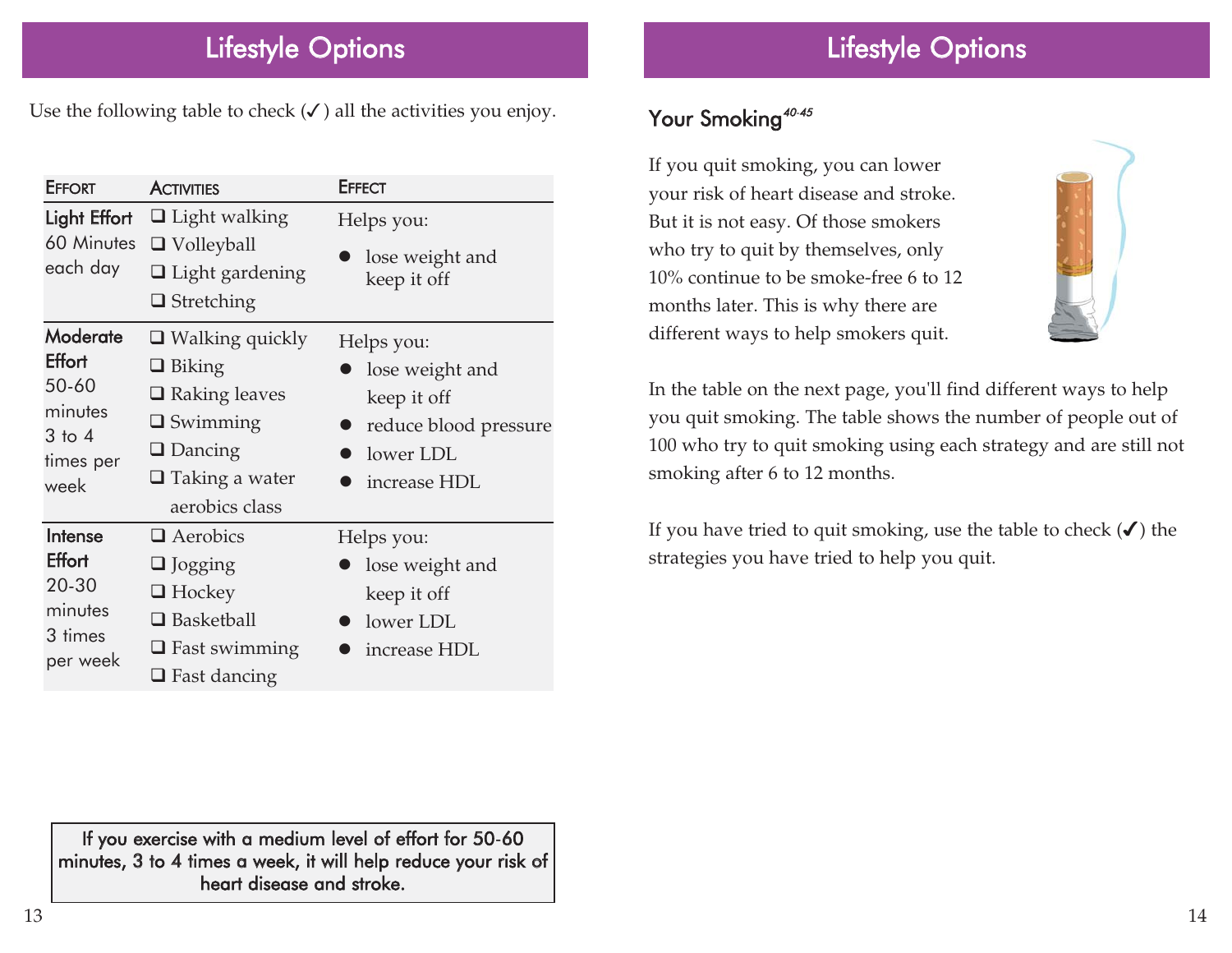## Lifestyle Options

Use the following table to check (✓) all the activities you enjoy.

| Effort | Activities | Effect |
|---|---|---|
| **Light Effort** 60 Minutes each day | ❑ Light walking<br>❑ Volleyball<br>❑ Light gardening<br>❑ Stretching | Helps you:<br>• lose weight and keep it off |
| **Moderate Effort** 50-60 minutes 3 to 4 times per week | ❑ Walking quickly<br>❑ Biking<br>❑ Raking leaves<br>❑ Swimming<br>❑ Dancing<br>❑ Taking a water aerobics class | Helps you:<br>• lose weight and keep it off<br>• reduce blood pressure<br>• lower LDL<br>• increase HDL |
| **Intense Effort** 20-30 minutes 3 times per week | ❑ Aerobics<br>❑ Jogging<br>❑ Hockey<br>❑ Basketball<br>❑ Fast swimming<br>❑ Fast dancing | Helps you:<br>• lose weight and keep it off<br>• lower LDL<br>• increase HDL |

> If you exercise with a medium level of effort for 50-60 minutes, 3 to 4 times a week, it will help reduce your risk of heart disease and stroke.

## Lifestyle Options

### Your Smoking[40-45]

If you quit smoking, you can lower your risk of heart disease and stroke. But it is not easy. Of those smokers who try to quit by themselves, only 10% continue to be smoke-free 6 to 12 months later. This is why there are different ways to help smokers quit.

In the table on the next page, you'll find different ways to help you quit smoking. The table shows the number of people out of 100 who try to quit smoking using each strategy and are still not smoking after 6 to 12 months.

If you have tried to quit smoking, use the table to check (✓) the strategies you have tried to help you quit.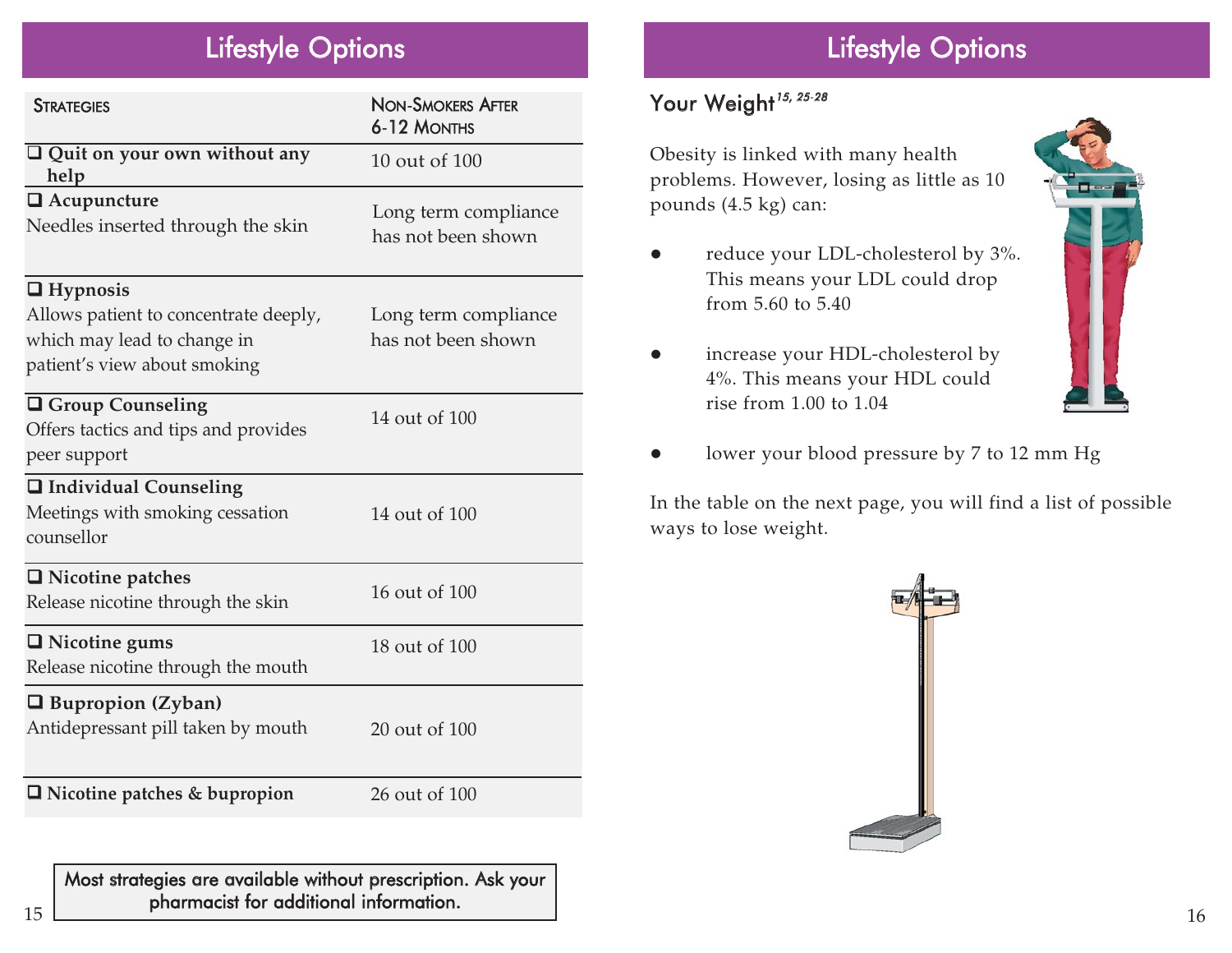## Lifestyle Options

| Strategies | Non-Smokers After 6-12 Months |
| --- | --- |
| ❑ **Quit on your own without any help** | 10 out of 100 |
| ❑ **Acupuncture** Needles inserted through the skin | Long term compliance has not been shown |
| ❑ **Hypnosis** Allows patient to concentrate deeply, which may lead to change in patient's view about smoking | Long term compliance has not been shown |
| ❑ **Group Counseling** Offers tactics and tips and provides peer support | 14 out of 100 |
| ❑ **Individual Counseling** Meetings with smoking cessation counsellor | 14 out of 100 |
| ❑ **Nicotine patches** Release nicotine through the skin | 16 out of 100 |
| ❑ **Nicotine gums** Release nicotine through the mouth | 18 out of 100 |
| ❑ **Bupropion (Zyban)** Antidepressant pill taken by mouth | 20 out of 100 |
| ❑ **Nicotine patches & bupropion** | 26 out of 100 |

Most strategies are available without prescription. Ask your pharmacist for additional information.

## Lifestyle Options

### Your Weight[15, 25-28]

Obesity is linked with many health problems. However, losing as little as 10 pounds (4.5 kg) can:

- reduce your LDL-cholesterol by 3%. This means your LDL could drop from 5.60 to 5.40
- increase your HDL-cholesterol by 4%. This means your HDL could rise from 1.00 to 1.04
- lower your blood pressure by 7 to 12 mm Hg

In the table on the next page, you will find a list of possible ways to lose weight.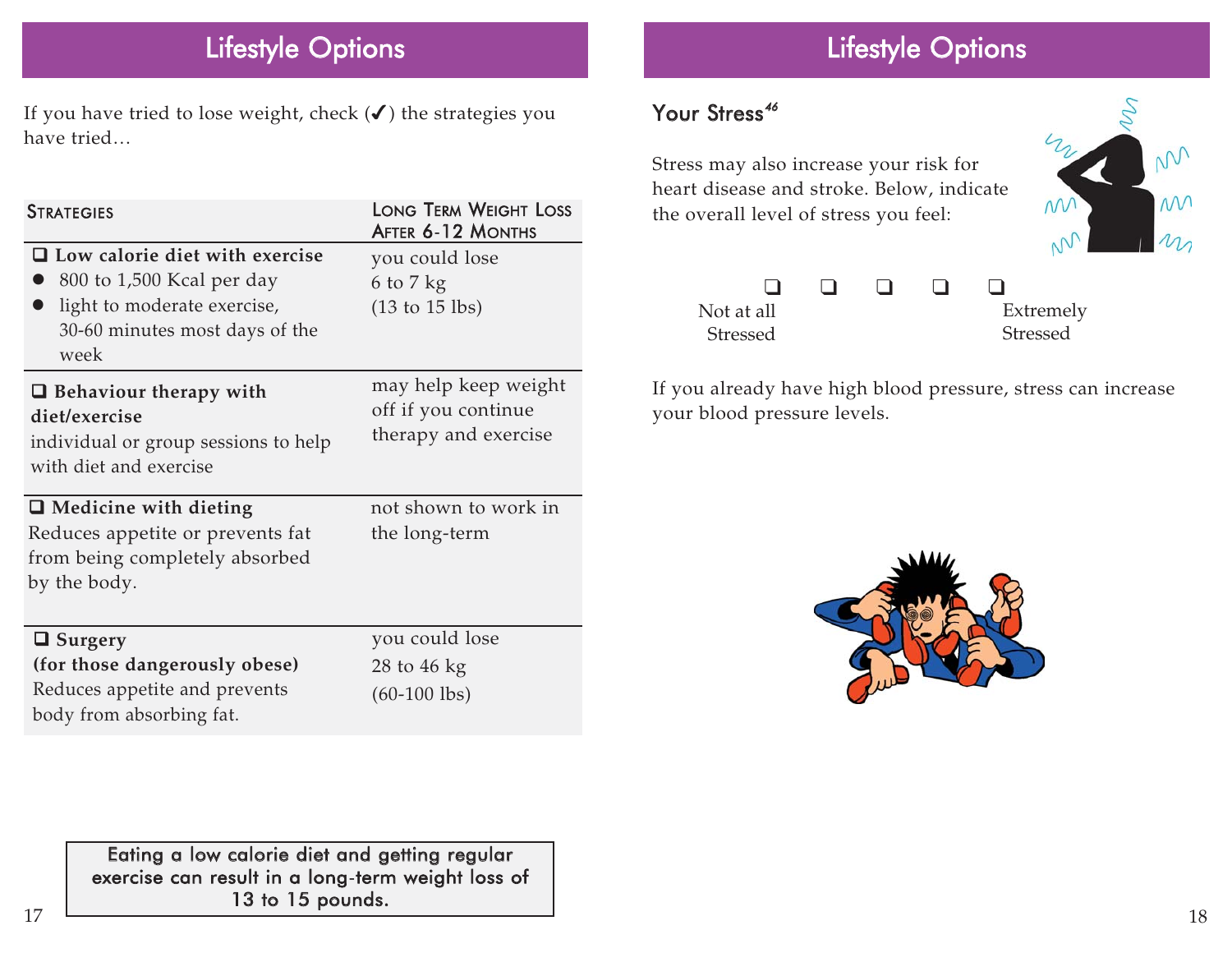## Lifestyle Options

If you have tried to lose weight, check (✓) the strategies you have tried…

| Strategies | Long Term Weight Loss After 6-12 Months |
|---|---|
| ❑ **Low calorie diet with exercise**<br>• 800 to 1,500 Kcal per day<br>• light to moderate exercise, 30-60 minutes most days of the week | you could lose 6 to 7 kg (13 to 15 lbs) |
| ❑ **Behaviour therapy with diet/exercise**<br>individual or group sessions to help with diet and exercise | may help keep weight off if you continue therapy and exercise |
| ❑ **Medicine with dieting**<br>Reduces appetite or prevents fat from being completely absorbed by the body. | not shown to work in the long-term |
| ❑ **Surgery (for those dangerously obese)**<br>Reduces appetite and prevents body from absorbing fat. | you could lose 28 to 46 kg (60-100 lbs) |

**Eating a low calorie diet and getting regular exercise can result in a long-term weight loss of 13 to 15 pounds.**

## Lifestyle Options

### Your Stress[46]

Stress may also increase your risk for heart disease and stroke. Below, indicate the overall level of stress you feel:

❑ ❑ ❑ ❑ ❑

Not at all Stressed — Extremely Stressed

If you already have high blood pressure, stress can increase your blood pressure levels.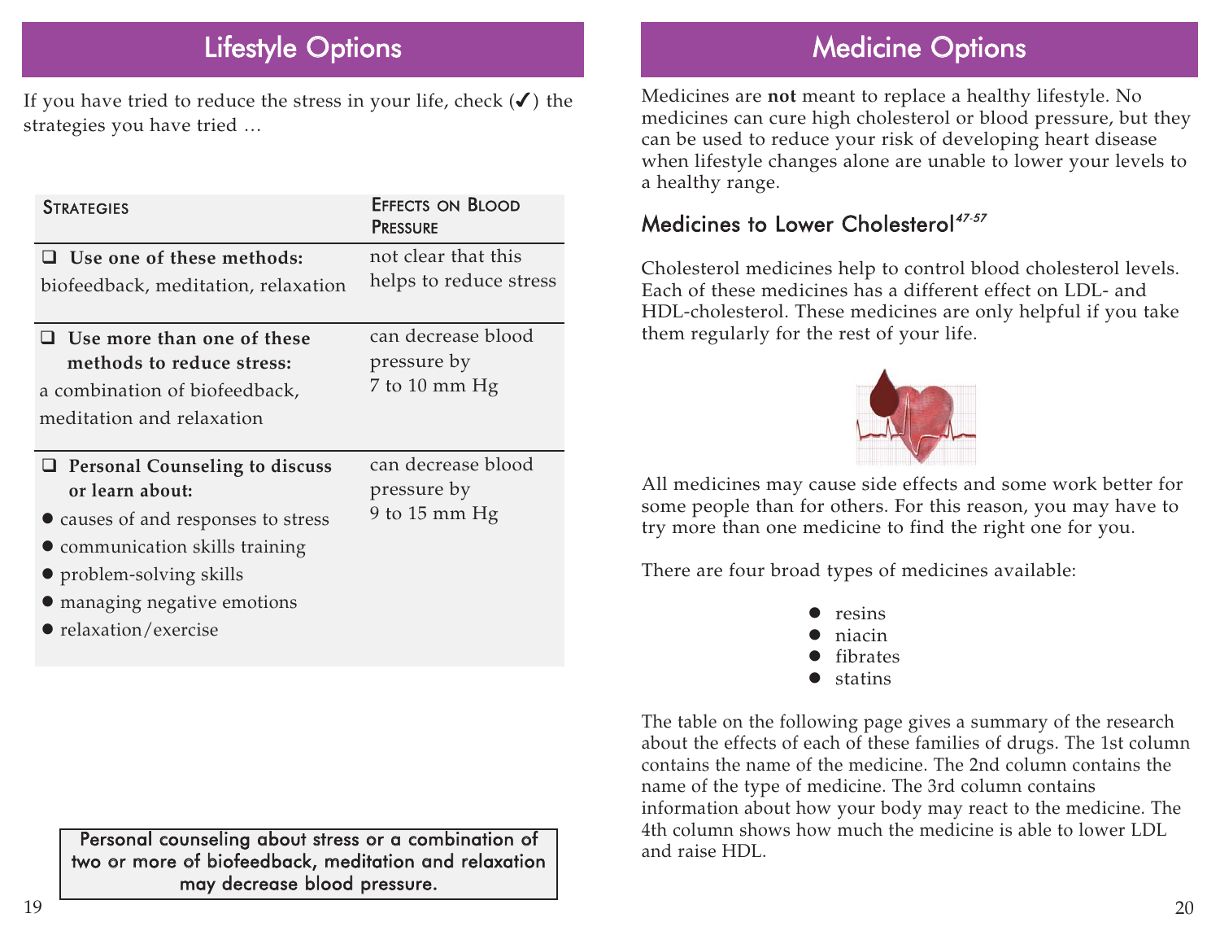## Lifestyle Options

If you have tried to reduce the stress in your life, check (✓) the strategies you have tried …

| Strategies | Effects on Blood Pressure |
| --- | --- |
| ❑ **Use one of these methods:** biofeedback, meditation, relaxation | not clear that this helps to reduce stress |
| ❑ **Use more than one of these methods to reduce stress:** a combination of biofeedback, meditation and relaxation | can decrease blood pressure by 7 to 10 mm Hg |
| ❑ **Personal Counseling to discuss or learn about:** • causes of and responses to stress • communication skills training • problem-solving skills • managing negative emotions • relaxation/exercise | can decrease blood pressure by 9 to 15 mm Hg |

Personal counseling about stress or a combination of two or more of biofeedback, meditation and relaxation may decrease blood pressure.

## Medicine Options

Medicines are **not** meant to replace a healthy lifestyle. No medicines can cure high cholesterol or blood pressure, but they can be used to reduce your risk of developing heart disease when lifestyle changes alone are unable to lower your levels to a healthy range.

### Medicines to Lower Cholesterol[47-57]

Cholesterol medicines help to control blood cholesterol levels. Each of these medicines has a different effect on LDL- and HDL-cholesterol. These medicines are only helpful if you take them regularly for the rest of your life.

All medicines may cause side effects and some work better for some people than for others. For this reason, you may have to try more than one medicine to find the right one for you.

There are four broad types of medicines available:

- resins
- niacin
- fibrates
- statins

The table on the following page gives a summary of the research about the effects of each of these families of drugs. The 1st column contains the name of the medicine. The 2nd column contains the name of the type of medicine. The 3rd column contains information about how your body may react to the medicine. The 4th column shows how much the medicine is able to lower LDL and raise HDL.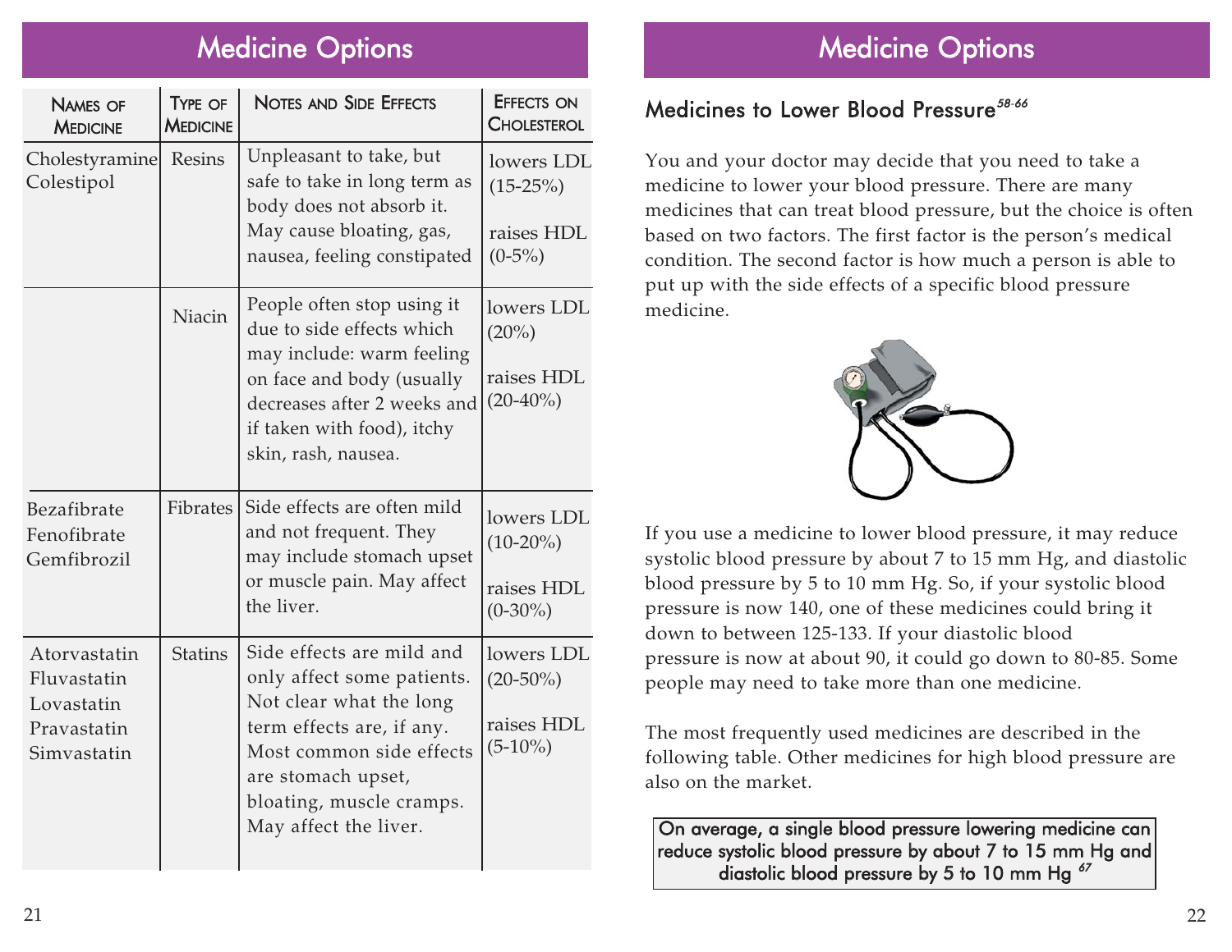## Medicine Options

| Names of Medicine | Type of Medicine | Notes and Side Effects | Effects on Cholesterol |
|---|---|---|---|
| Cholestyramine Colestipol | Resins | Unpleasant to take, but safe to take in long term as body does not absorb it. May cause bloating, gas, nausea, feeling constipated | lowers LDL (15-25%) raises HDL (0-5%) |
| | Niacin | People often stop using it due to side effects which may include: warm feeling on face and body (usually decreases after 2 weeks and if taken with food), itchy skin, rash, nausea. | lowers LDL (20%) raises HDL (20-40%) |
| Bezafibrate Fenofibrate Gemfibrozil | Fibrates | Side effects are often mild and not frequent. They may include stomach upset or muscle pain. May affect the liver. | lowers LDL (10-20%) raises HDL (0-30%) |
| Atorvastatin Fluvastatin Lovastatin Pravastatin Simvastatin | Statins | Side effects are mild and only affect some patients. Not clear what the long term effects are, if any. Most common side effects are stomach upset, bloating, muscle cramps. May affect the liver. | lowers LDL (20-50%) raises HDL (5-10%) |

## Medicine Options

### Medicines to Lower Blood Pressure[58-66]

You and your doctor may decide that you need to take a medicine to lower your blood pressure. There are many medicines that can treat blood pressure, but the choice is often based on two factors. The first factor is the person's medical condition. The second factor is how much a person is able to put up with the side effects of a specific blood pressure medicine.

If you use a medicine to lower blood pressure, it may reduce systolic blood pressure by about 7 to 15 mm Hg, and diastolic blood pressure by 5 to 10 mm Hg. So, if your systolic blood pressure is now 140, one of these medicines could bring it down to between 125-133. If your diastolic blood pressure is now at about 90, it could go down to 80-85. Some people may need to take more than one medicine.

The most frequently used medicines are described in the following table. Other medicines for high blood pressure are also on the market.

**On average, a single blood pressure lowering medicine can reduce systolic blood pressure by about 7 to 15 mm Hg and diastolic blood pressure by 5 to 10 mm Hg [67]**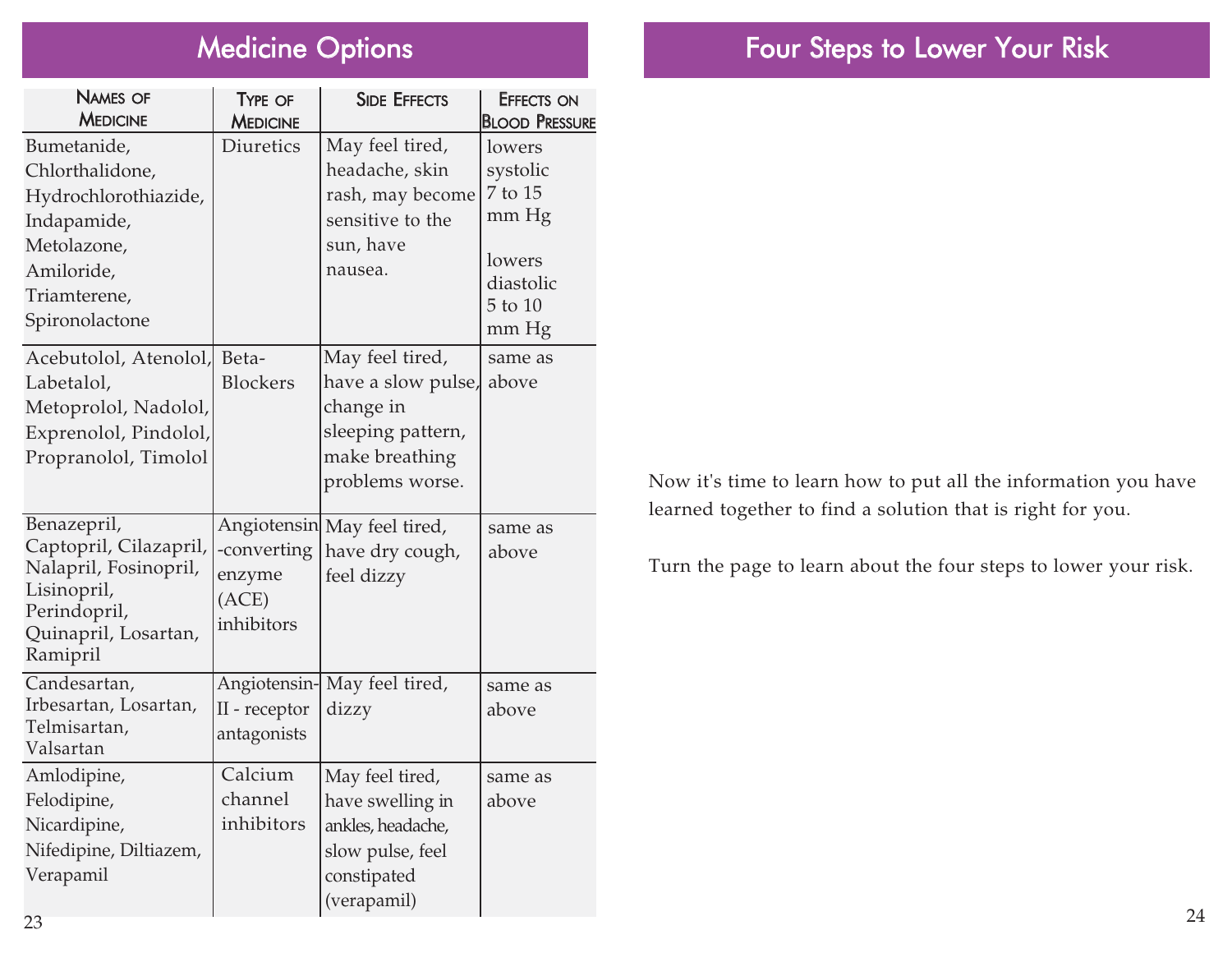## Medicine Options

| Names of Medicine | Type of Medicine | Side Effects | Effects on Blood Pressure |
|---|---|---|---|
| Bumetanide, Chlorthalidone, Hydrochlorothiazide, Indapamide, Metolazone, Amiloride, Triamterene, Spironolactone | Diuretics | May feel tired, headache, skin rash, may become sensitive to the sun, have nausea. | lowers systolic 7 to 15 mm Hg<br><br>lowers diastolic 5 to 10 mm Hg |
| Acebutolol, Atenolol, Labetalol, Metoprolol, Nadolol, Exprenolol, Pindolol, Propranolol, Timolol | Beta-Blockers | May feel tired, have a slow pulse, change in sleeping pattern, make breathing problems worse. | same as above |
| Benazepril, Captopril, Cilazapril, Nalapril, Fosinopril, Lisinopril, Perindopril, Quinapril, Losartan, Ramipril | Angiotensin-converting enzyme (ACE) inhibitors | May feel tired, have dry cough, feel dizzy | same as above |
| Candesartan, Irbesartan, Losartan, Telmisartan, Valsartan | Angiotensin-II - receptor antagonists | May feel tired, dizzy | same as above |
| Amlodipine, Felodipine, Nicardipine, Nifedipine, Diltiazem, Verapamil | Calcium channel inhibitors | May feel tired, have swelling in ankles, headache, slow pulse, feel constipated (verapamil) | same as above |

## Four Steps to Lower Your Risk

Now it's time to learn how to put all the information you have learned together to find a solution that is right for you.

Turn the page to learn about the four steps to lower your risk.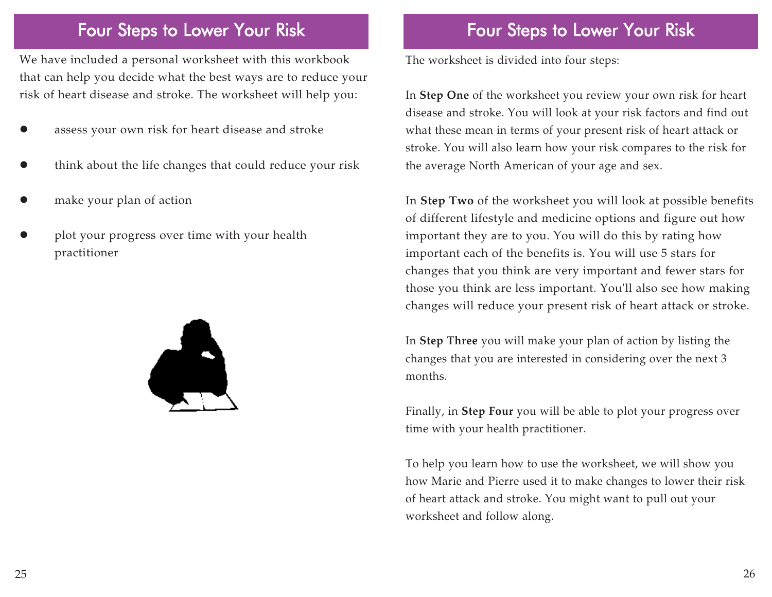# Four Steps to Lower Your Risk

We have included a personal worksheet with this workbook that can help you decide what the best ways are to reduce your risk of heart disease and stroke. The worksheet will help you:

- assess your own risk for heart disease and stroke
- think about the life changes that could reduce your risk
- make your plan of action
- plot your progress over time with your health practitioner

# Four Steps to Lower Your Risk

The worksheet is divided into four steps:

In **Step One** of the worksheet you review your own risk for heart disease and stroke. You will look at your risk factors and find out what these mean in terms of your present risk of heart attack or stroke. You will also learn how your risk compares to the risk for the average North American of your age and sex.

In **Step Two** of the worksheet you will look at possible benefits of different lifestyle and medicine options and figure out how important they are to you. You will do this by rating how important each of the benefits is. You will use 5 stars for changes that you think are very important and fewer stars for those you think are less important. You'll also see how making changes will reduce your present risk of heart attack or stroke.

In **Step Three** you will make your plan of action by listing the changes that you are interested in considering over the next 3 months.

Finally, in **Step Four** you will be able to plot your progress over time with your health practitioner.

To help you learn how to use the worksheet, we will show you how Marie and Pierre used it to make changes to lower their risk of heart attack and stroke. You might want to pull out your worksheet and follow along.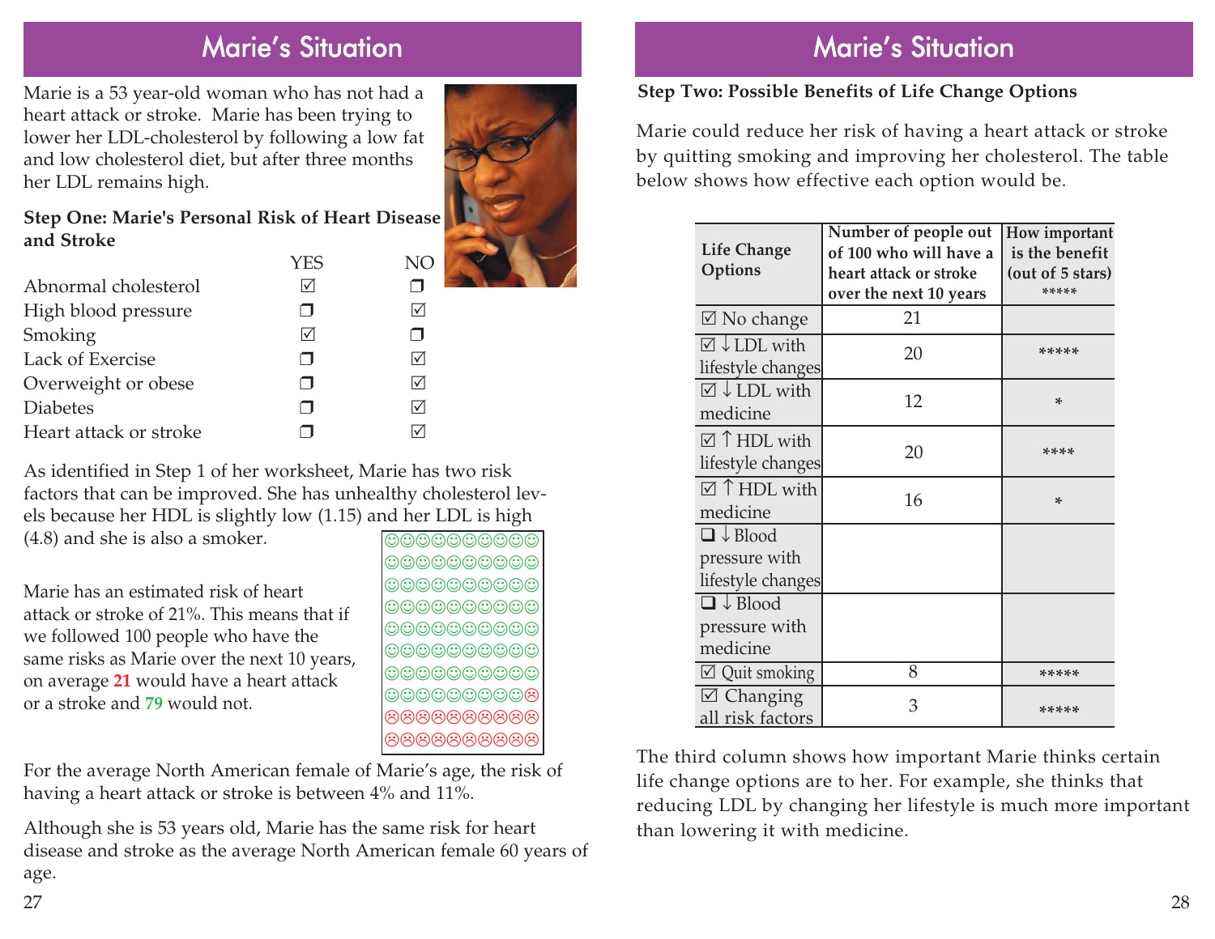# Marie's Situation

Marie is a 53 year-old woman who has not had a heart attack or stroke. Marie has been trying to lower her LDL-cholesterol by following a low fat and low cholesterol diet, but after three months her LDL remains high.

**Step One: Marie's Personal Risk of Heart Disease and Stroke**

| | YES | NO |
|---|---|---|
| Abnormal cholesterol | ☑ | ❐ |
| High blood pressure | ❐ | ☑ |
| Smoking | ☑ | ❐ |
| Lack of Exercise | ❐ | ☑ |
| Overweight or obese | ❐ | ☑ |
| Diabetes | ❐ | ☑ |
| Heart attack or stroke | ❐ | ☑ |

As identified in Step 1 of her worksheet, Marie has two risk factors that can be improved. She has unhealthy cholesterol levels because her HDL is slightly low (1.15) and her LDL is high (4.8) and she is also a smoker.

Marie has an estimated risk of heart attack or stroke of 21%. This means that if we followed 100 people who have the same risks as Marie over the next 10 years, on average **21** would have a heart attack or a stroke and **79** would not.

For the average North American female of Marie's age, the risk of having a heart attack or stroke is between 4% and 11%.

Although she is 53 years old, Marie has the same risk for heart disease and stroke as the average North American female 60 years of age.

# Marie's Situation

**Step Two: Possible Benefits of Life Change Options**

Marie could reduce her risk of having a heart attack or stroke by quitting smoking and improving her cholesterol. The table below shows how effective each option would be.

| Life Change Options | Number of people out of 100 who will have a heart attack or stroke over the next 10 years | How important is the benefit (out of 5 stars) ***** |
|---|---|---|
| ☑ No change | 21 | |
| ☑ ↓ LDL with lifestyle changes | 20 | ***** |
| ☑ ↓ LDL with medicine | 12 | * |
| ☑ ↑ HDL with lifestyle changes | 20 | **** |
| ☑ ↑ HDL with medicine | 16 | * |
| ❑ ↓ Blood pressure with lifestyle changes | | |
| ❑ ↓ Blood pressure with medicine | | |
| ☑ Quit smoking | 8 | ***** |
| ☑ Changing all risk factors | 3 | ***** |

The third column shows how important Marie thinks certain life change options are to her. For example, she thinks that reducing LDL by changing her lifestyle is much more important than lowering it with medicine.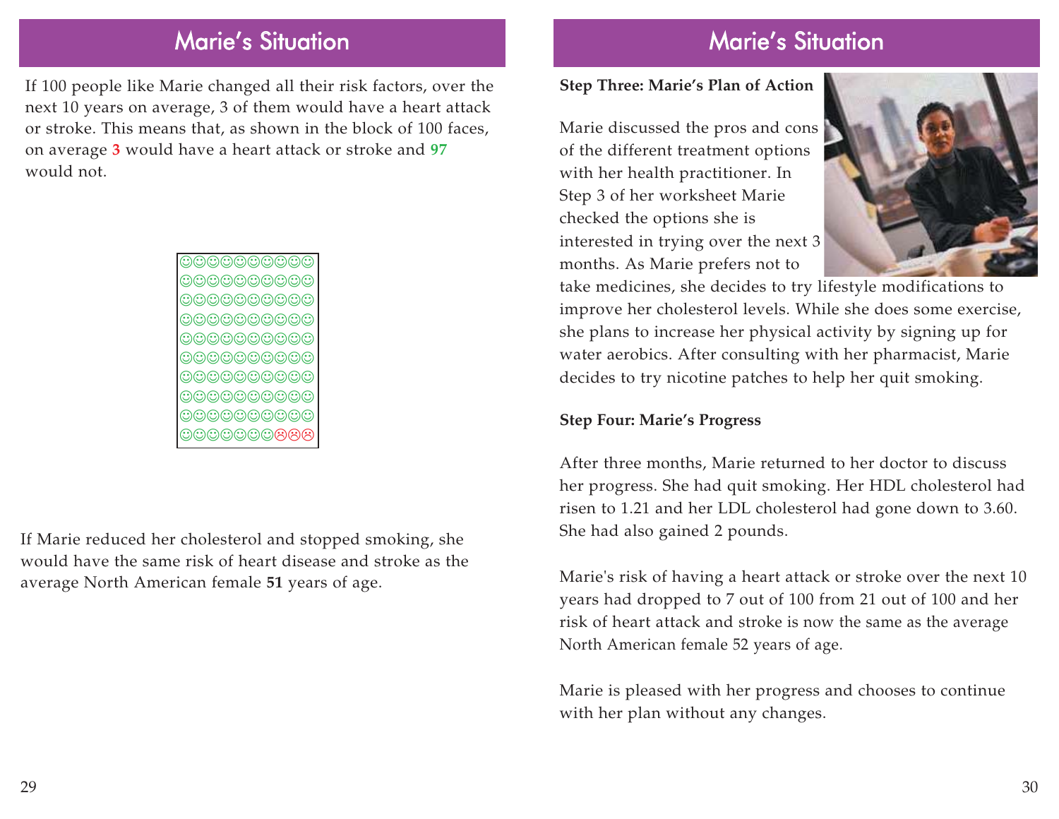## Marie's Situation

If 100 people like Marie changed all their risk factors, over the next 10 years on average, 3 of them would have a heart attack or stroke. This means that, as shown in the block of 100 faces, on average **3** would have a heart attack or stroke and **97** would not.

If Marie reduced her cholesterol and stopped smoking, she would have the same risk of heart disease and stroke as the average North American female **51** years of age.

## Marie's Situation

**Step Three: Marie's Plan of Action**

Marie discussed the pros and cons of the different treatment options with her health practitioner. In Step 3 of her worksheet Marie checked the options she is interested in trying over the next 3 months. As Marie prefers not to take medicines, she decides to try lifestyle modifications to improve her cholesterol levels. While she does some exercise, she plans to increase her physical activity by signing up for water aerobics. After consulting with her pharmacist, Marie decides to try nicotine patches to help her quit smoking.

**Step Four: Marie's Progress**

After three months, Marie returned to her doctor to discuss her progress. She had quit smoking. Her HDL cholesterol had risen to 1.21 and her LDL cholesterol had gone down to 3.60. She had also gained 2 pounds.

Marie's risk of having a heart attack or stroke over the next 10 years had dropped to 7 out of 100 from 21 out of 100 and her risk of heart attack and stroke is now the same as the average North American female 52 years of age.

Marie is pleased with her progress and chooses to continue with her plan without any changes.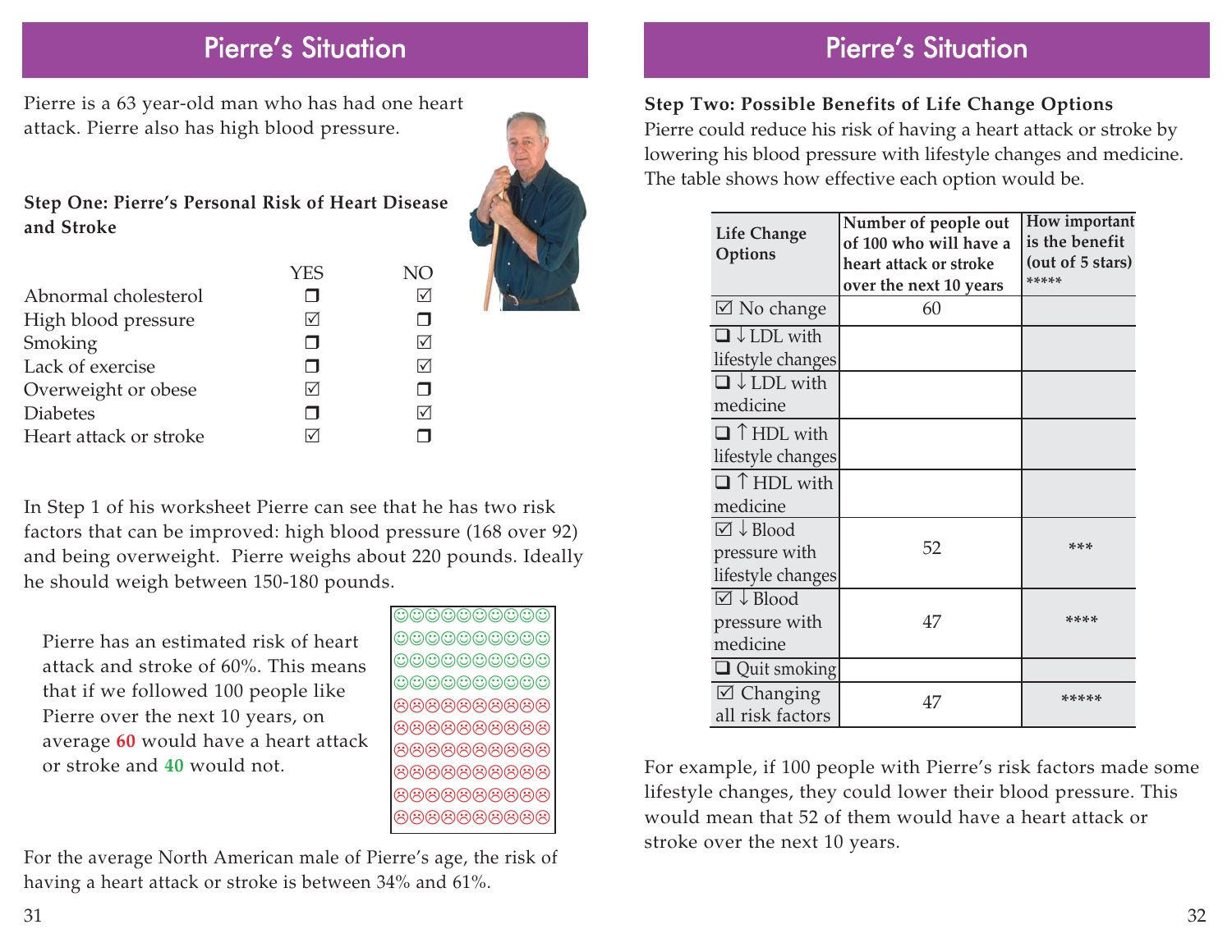# Pierre's Situation

Pierre is a 63 year-old man who has had one heart attack. Pierre also has high blood pressure.

**Step One: Pierre's Personal Risk of Heart Disease and Stroke**

| | YES | NO |
|---|---|---|
| Abnormal cholesterol | ❐ | ☑ |
| High blood pressure | ☑ | ❐ |
| Smoking | ❐ | ☑ |
| Lack of exercise | ❐ | ☑ |
| Overweight or obese | ☑ | ❐ |
| Diabetes | ❐ | ☑ |
| Heart attack or stroke | ☑ | ❐ |

In Step 1 of his worksheet Pierre can see that he has two risk factors that can be improved: high blood pressure (168 over 92) and being overweight. Pierre weighs about 220 pounds. Ideally he should weigh between 150-180 pounds.

Pierre has an estimated risk of heart attack and stroke of 60%. This means that if we followed 100 people like Pierre over the next 10 years, on average **60** would have a heart attack or stroke and **40** would not.

For the average North American male of Pierre's age, the risk of having a heart attack or stroke is between 34% and 61%.

# Pierre's Situation

**Step Two: Possible Benefits of Life Change Options**

Pierre could reduce his risk of having a heart attack or stroke by lowering his blood pressure with lifestyle changes and medicine. The table shows how effective each option would be.

| Life Change Options | Number of people out of 100 who will have a heart attack or stroke over the next 10 years | How important is the benefit (out of 5 stars) ***** |
|---|---|---|
| ☑ No change | 60 | |
| ❑ ↓ LDL with lifestyle changes | | |
| ❑ ↓ LDL with medicine | | |
| ❑ ↑ HDL with lifestyle changes | | |
| ❑ ↑ HDL with medicine | | |
| ☑ ↓ Blood pressure with lifestyle changes | 52 | *** |
| ☑ ↓ Blood pressure with medicine | 47 | **** |
| ❑ Quit smoking | | |
| ☑ Changing all risk factors | 47 | ***** |

For example, if 100 people with Pierre's risk factors made some lifestyle changes, they could lower their blood pressure. This would mean that 52 of them would have a heart attack or stroke over the next 10 years.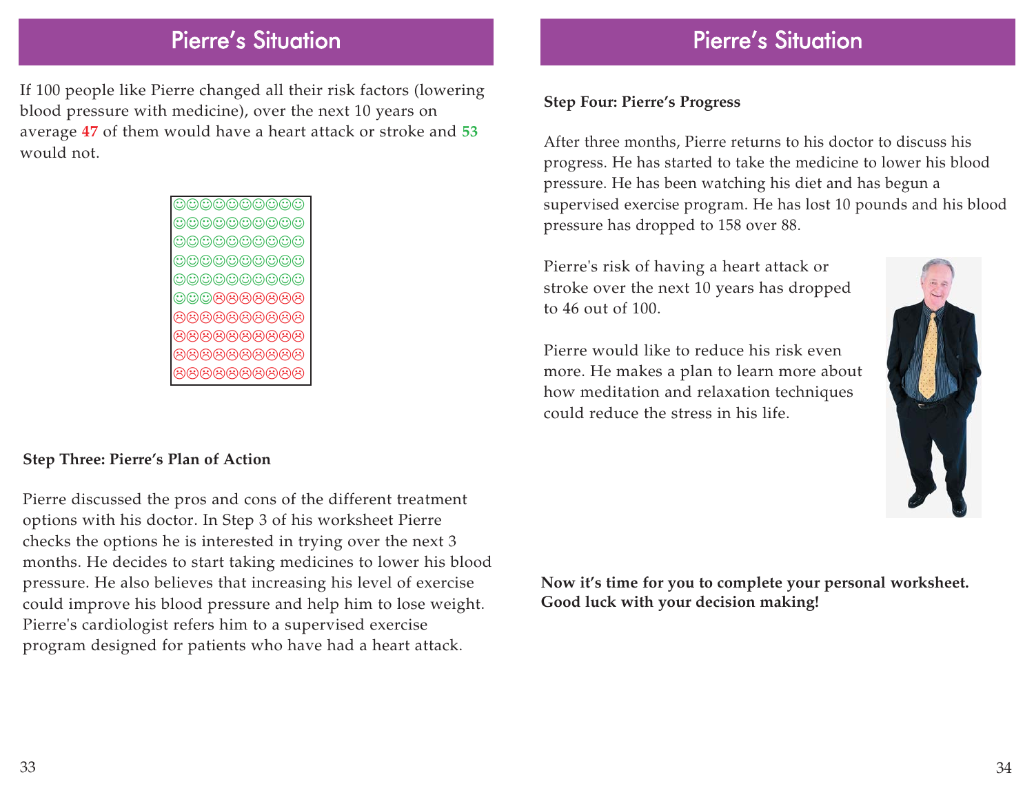## Pierre's Situation

If 100 people like Pierre changed all their risk factors (lowering blood pressure with medicine), over the next 10 years on average **47** of them would have a heart attack or stroke and **53** would not.

**Step Three: Pierre's Plan of Action**

Pierre discussed the pros and cons of the different treatment options with his doctor. In Step 3 of his worksheet Pierre checks the options he is interested in trying over the next 3 months. He decides to start taking medicines to lower his blood pressure. He also believes that increasing his level of exercise could improve his blood pressure and help him to lose weight. Pierre's cardiologist refers him to a supervised exercise program designed for patients who have had a heart attack.

## Pierre's Situation

**Step Four: Pierre's Progress**

After three months, Pierre returns to his doctor to discuss his progress. He has started to take the medicine to lower his blood pressure. He has been watching his diet and has begun a supervised exercise program. He has lost 10 pounds and his blood pressure has dropped to 158 over 88.

Pierre's risk of having a heart attack or stroke over the next 10 years has dropped to 46 out of 100.

Pierre would like to reduce his risk even more. He makes a plan to learn more about how meditation and relaxation techniques could reduce the stress in his life.

**Now it's time for you to complete your personal worksheet. Good luck with your decision making!**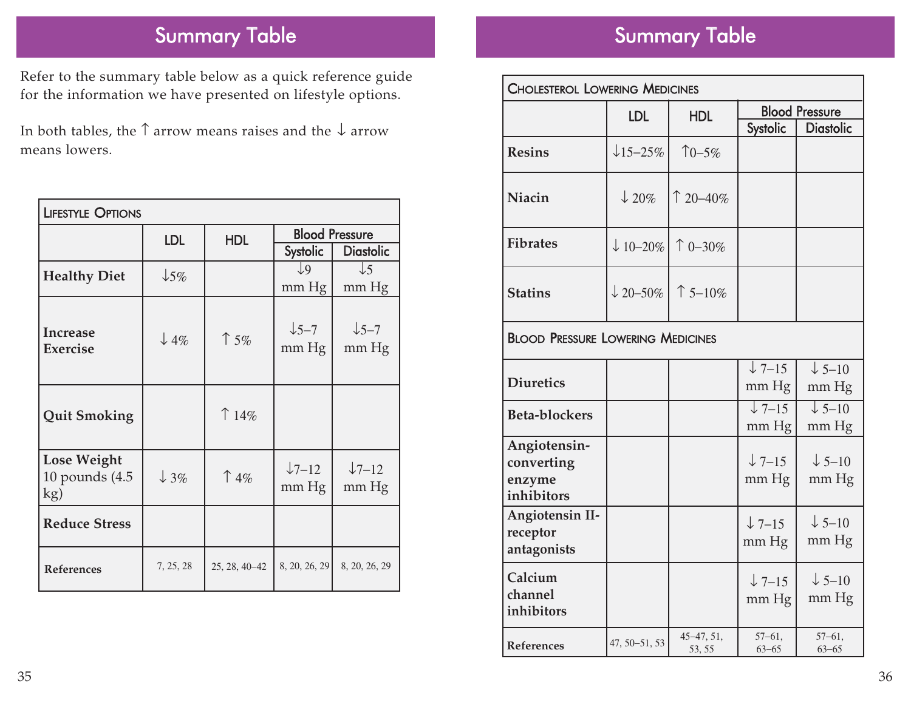# Summary Table

Refer to the summary table below as a quick reference guide for the information we have presented on lifestyle options.

In both tables, the ↑ arrow means raises and the ↓ arrow means lowers.

| Lifestyle Options | LDL | HDL | Blood Pressure | |
|---|---|---|---|---|
| | | | Systolic | Diastolic |
| **Healthy Diet** | ↓5% | | ↓9 mm Hg | ↓5 mm Hg |
| **Increase Exercise** | ↓ 4% | ↑ 5% | ↓5–7 mm Hg | ↓5–7 mm Hg |
| **Quit Smoking** | | ↑ 14% | | |
| **Lose Weight** 10 pounds (4.5 kg) | ↓ 3% | ↑ 4% | ↓7–12 mm Hg | ↓7–12 mm Hg |
| **Reduce Stress** | | | | |
| **References** | 7, 25, 28 | 25, 28, 40–42 | 8, 20, 26, 29 | 8, 20, 26, 29 |

# Summary Table

| Cholesterol Lowering Medicines | LDL | HDL | Blood Pressure | |
|---|---|---|---|---|
| | | | Systolic | Diastolic |
| **Resins** | ↓15–25% | ↑0–5% | | |
| **Niacin** | ↓ 20% | ↑ 20–40% | | |
| **Fibrates** | ↓ 10–20% | ↑ 0–30% | | |
| **Statins** | ↓ 20–50% | ↑ 5–10% | | |
| **Blood Pressure Lowering Medicines** | | | | |
| **Diuretics** | | | ↓ 7–15 mm Hg | ↓ 5–10 mm Hg |
| **Beta-blockers** | | | ↓ 7–15 mm Hg | ↓ 5–10 mm Hg |
| **Angiotensin-converting enzyme inhibitors** | | | ↓ 7–15 mm Hg | ↓ 5–10 mm Hg |
| **Angiotensin II-receptor antagonists** | | | ↓ 7–15 mm Hg | ↓ 5–10 mm Hg |
| **Calcium channel inhibitors** | | | ↓ 7–15 mm Hg | ↓ 5–10 mm Hg |
| **References** | 47, 50–51, 53 | 45–47, 51, 53, 55 | 57–61, 63–65 | 57–61, 63–65 |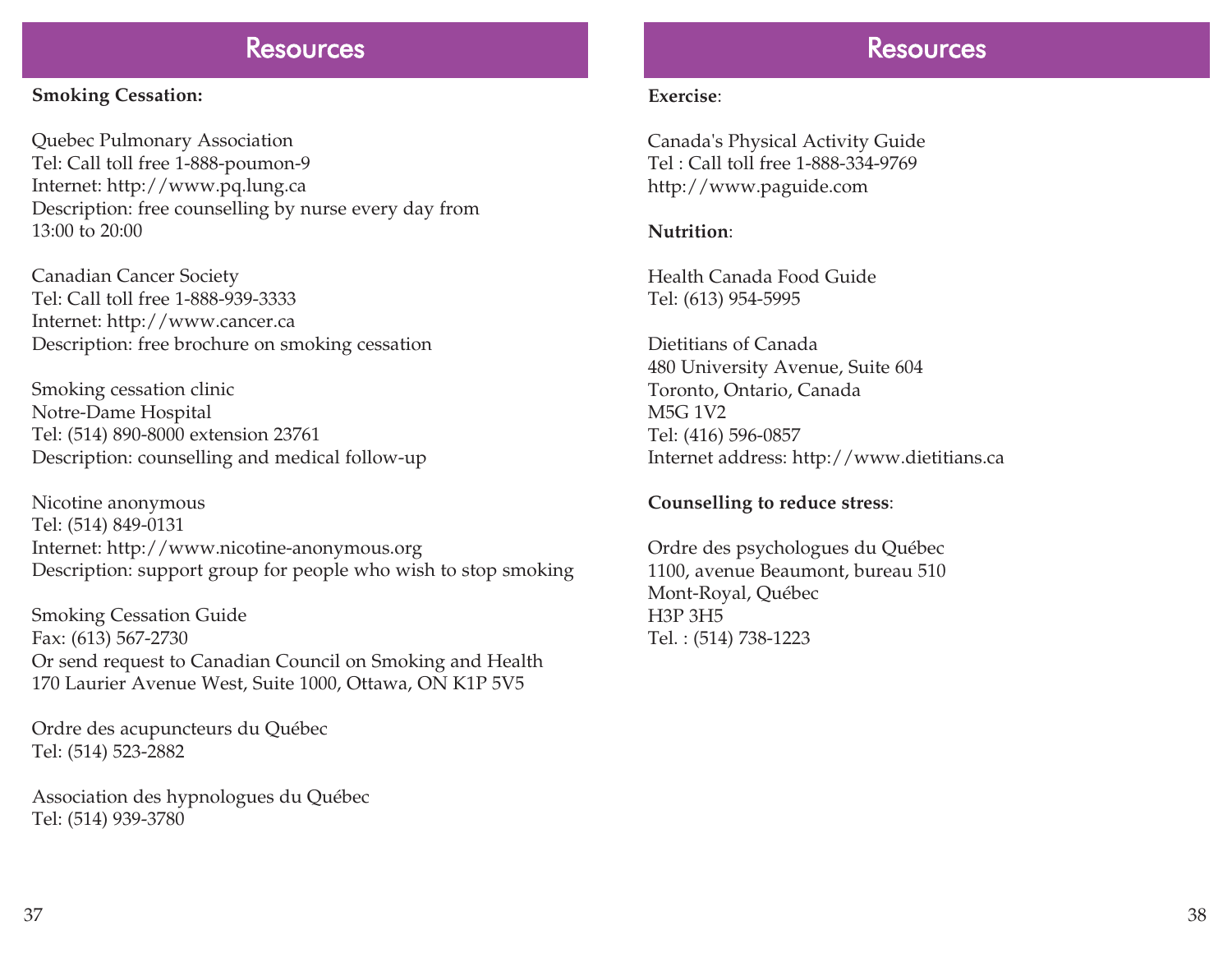# Resources

**Smoking Cessation:**

Quebec Pulmonary Association
Tel: Call toll free 1-888-poumon-9
Internet: http://www.pq.lung.ca
Description: free counselling by nurse every day from 13:00 to 20:00

Canadian Cancer Society
Tel: Call toll free 1-888-939-3333
Internet: http://www.cancer.ca
Description: free brochure on smoking cessation

Smoking cessation clinic
Notre-Dame Hospital
Tel: (514) 890-8000 extension 23761
Description: counselling and medical follow-up

Nicotine anonymous
Tel: (514) 849-0131
Internet: http://www.nicotine-anonymous.org
Description: support group for people who wish to stop smoking

Smoking Cessation Guide
Fax: (613) 567-2730
Or send request to Canadian Council on Smoking and Health
170 Laurier Avenue West, Suite 1000, Ottawa, ON K1P 5V5

Ordre des acupuncteurs du Québec
Tel: (514) 523-2882

Association des hypnologues du Québec
Tel: (514) 939-3780

# Resources

**Exercise**:

Canada's Physical Activity Guide
Tel : Call toll free 1-888-334-9769
http://www.paguide.com

**Nutrition**:

Health Canada Food Guide
Tel: (613) 954-5995

Dietitians of Canada
480 University Avenue, Suite 604
Toronto, Ontario, Canada
M5G 1V2
Tel: (416) 596-0857
Internet address: http://www.dietitians.ca

**Counselling to reduce stress**:

Ordre des psychologues du Québec
1100, avenue Beaumont, bureau 510
Mont-Royal, Québec
H3P 3H5
Tel. : (514) 738-1223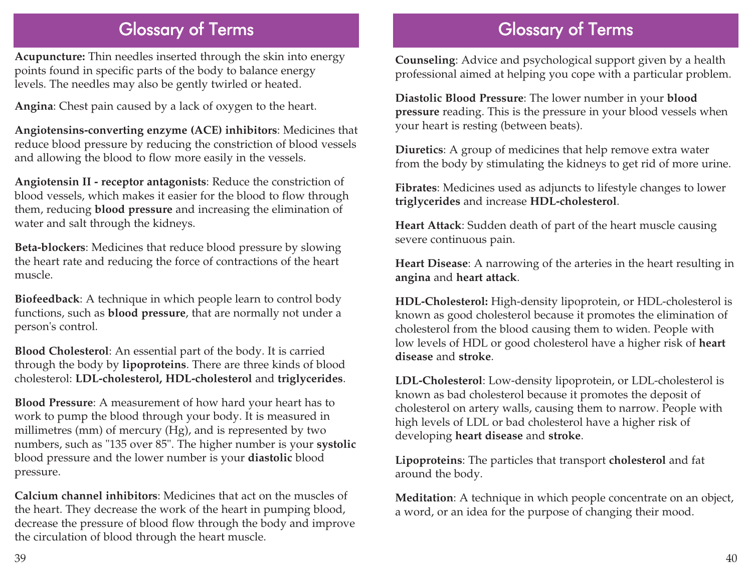## Glossary of Terms

**Acupuncture:** Thin needles inserted through the skin into energy points found in specific parts of the body to balance energy levels. The needles may also be gently twirled or heated.

**Angina**: Chest pain caused by a lack of oxygen to the heart.

**Angiotensins-converting enzyme (ACE) inhibitors**: Medicines that reduce blood pressure by reducing the constriction of blood vessels and allowing the blood to flow more easily in the vessels.

**Angiotensin II - receptor antagonists**: Reduce the constriction of blood vessels, which makes it easier for the blood to flow through them, reducing **blood pressure** and increasing the elimination of water and salt through the kidneys.

**Beta-blockers**: Medicines that reduce blood pressure by slowing the heart rate and reducing the force of contractions of the heart muscle.

**Biofeedback**: A technique in which people learn to control body functions, such as **blood pressure**, that are normally not under a person's control.

**Blood Cholesterol**: An essential part of the body. It is carried through the body by **lipoproteins**. There are three kinds of blood cholesterol: **LDL-cholesterol, HDL-cholesterol** and **triglycerides**.

**Blood Pressure**: A measurement of how hard your heart has to work to pump the blood through your body. It is measured in millimetres (mm) of mercury (Hg), and is represented by two numbers, such as "135 over 85". The higher number is your **systolic** blood pressure and the lower number is your **diastolic** blood pressure.

**Calcium channel inhibitors**: Medicines that act on the muscles of the heart. They decrease the work of the heart in pumping blood, decrease the pressure of blood flow through the body and improve the circulation of blood through the heart muscle.

**Counseling**: Advice and psychological support given by a health professional aimed at helping you cope with a particular problem.

**Diastolic Blood Pressure**: The lower number in your **blood pressure** reading. This is the pressure in your blood vessels when your heart is resting (between beats).

**Diuretics**: A group of medicines that help remove extra water from the body by stimulating the kidneys to get rid of more urine.

**Fibrates**: Medicines used as adjuncts to lifestyle changes to lower **triglycerides** and increase **HDL-cholesterol**.

**Heart Attack**: Sudden death of part of the heart muscle causing severe continuous pain.

**Heart Disease**: A narrowing of the arteries in the heart resulting in **angina** and **heart attack**.

**HDL-Cholesterol:** High-density lipoprotein, or HDL-cholesterol is known as good cholesterol because it promotes the elimination of cholesterol from the blood causing them to widen. People with low levels of HDL or good cholesterol have a higher risk of **heart disease** and **stroke**.

**LDL-Cholesterol**: Low-density lipoprotein, or LDL-cholesterol is known as bad cholesterol because it promotes the deposit of cholesterol on artery walls, causing them to narrow. People with high levels of LDL or bad cholesterol have a higher risk of developing **heart disease** and **stroke**.

**Lipoproteins**: The particles that transport **cholesterol** and fat around the body.

**Meditation**: A technique in which people concentrate on an object, a word, or an idea for the purpose of changing their mood.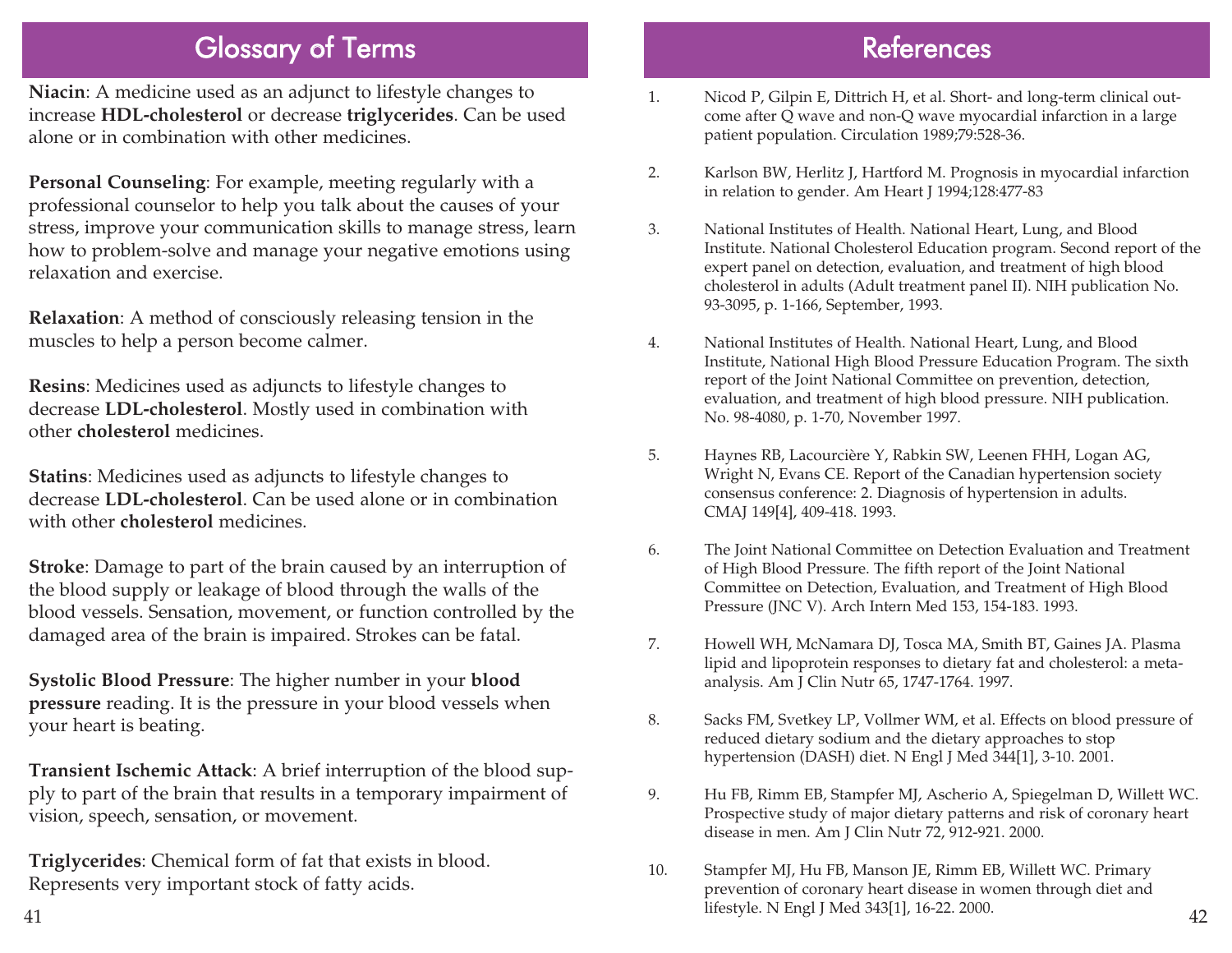## Glossary of Terms

**Niacin**: A medicine used as an adjunct to lifestyle changes to increase **HDL-cholesterol** or decrease **triglycerides**. Can be used alone or in combination with other medicines.

**Personal Counseling**: For example, meeting regularly with a professional counselor to help you talk about the causes of your stress, improve your communication skills to manage stress, learn how to problem-solve and manage your negative emotions using relaxation and exercise.

**Relaxation**: A method of consciously releasing tension in the muscles to help a person become calmer.

**Resins**: Medicines used as adjuncts to lifestyle changes to decrease **LDL-cholesterol**. Mostly used in combination with other **cholesterol** medicines.

**Statins**: Medicines used as adjuncts to lifestyle changes to decrease **LDL-cholesterol**. Can be used alone or in combination with other **cholesterol** medicines.

**Stroke**: Damage to part of the brain caused by an interruption of the blood supply or leakage of blood through the walls of the blood vessels. Sensation, movement, or function controlled by the damaged area of the brain is impaired. Strokes can be fatal.

**Systolic Blood Pressure**: The higher number in your **blood pressure** reading. It is the pressure in your blood vessels when your heart is beating.

**Transient Ischemic Attack**: A brief interruption of the blood supply to part of the brain that results in a temporary impairment of vision, speech, sensation, or movement.

**Triglycerides**: Chemical form of fat that exists in blood. Represents very important stock of fatty acids.

## References

1. Nicod P, Gilpin E, Dittrich H, et al. Short- and long-term clinical outcome after Q wave and non-Q wave myocardial infarction in a large patient population. Circulation 1989;79:528-36.

2. Karlson BW, Herlitz J, Hartford M. Prognosis in myocardial infarction in relation to gender. Am Heart J 1994;128:477-83

3. National Institutes of Health. National Heart, Lung, and Blood Institute. National Cholesterol Education program. Second report of the expert panel on detection, evaluation, and treatment of high blood cholesterol in adults (Adult treatment panel II). NIH publication No. 93-3095, p. 1-166, September, 1993.

4. National Institutes of Health. National Heart, Lung, and Blood Institute, National High Blood Pressure Education Program. The sixth report of the Joint National Committee on prevention, detection, evaluation, and treatment of high blood pressure. NIH publication. No. 98-4080, p. 1-70, November 1997.

5. Haynes RB, Lacourcière Y, Rabkin SW, Leenen FHH, Logan AG, Wright N, Evans CE. Report of the Canadian hypertension society consensus conference: 2. Diagnosis of hypertension in adults. CMAJ 149[4], 409-418. 1993.

6. The Joint National Committee on Detection Evaluation and Treatment of High Blood Pressure. The fifth report of the Joint National Committee on Detection, Evaluation, and Treatment of High Blood Pressure (JNC V). Arch Intern Med 153, 154-183. 1993.

7. Howell WH, McNamara DJ, Tosca MA, Smith BT, Gaines JA. Plasma lipid and lipoprotein responses to dietary fat and cholesterol: a meta-analysis. Am J Clin Nutr 65, 1747-1764. 1997.

8. Sacks FM, Svetkey LP, Vollmer WM, et al. Effects on blood pressure of reduced dietary sodium and the dietary approaches to stop hypertension (DASH) diet. N Engl J Med 344[1], 3-10. 2001.

9. Hu FB, Rimm EB, Stampfer MJ, Ascherio A, Spiegelman D, Willett WC. Prospective study of major dietary patterns and risk of coronary heart disease in men. Am J Clin Nutr 72, 912-921. 2000.

10. Stampfer MJ, Hu FB, Manson JE, Rimm EB, Willett WC. Primary prevention of coronary heart disease in women through diet and lifestyle. N Engl J Med 343[1], 16-22. 2000.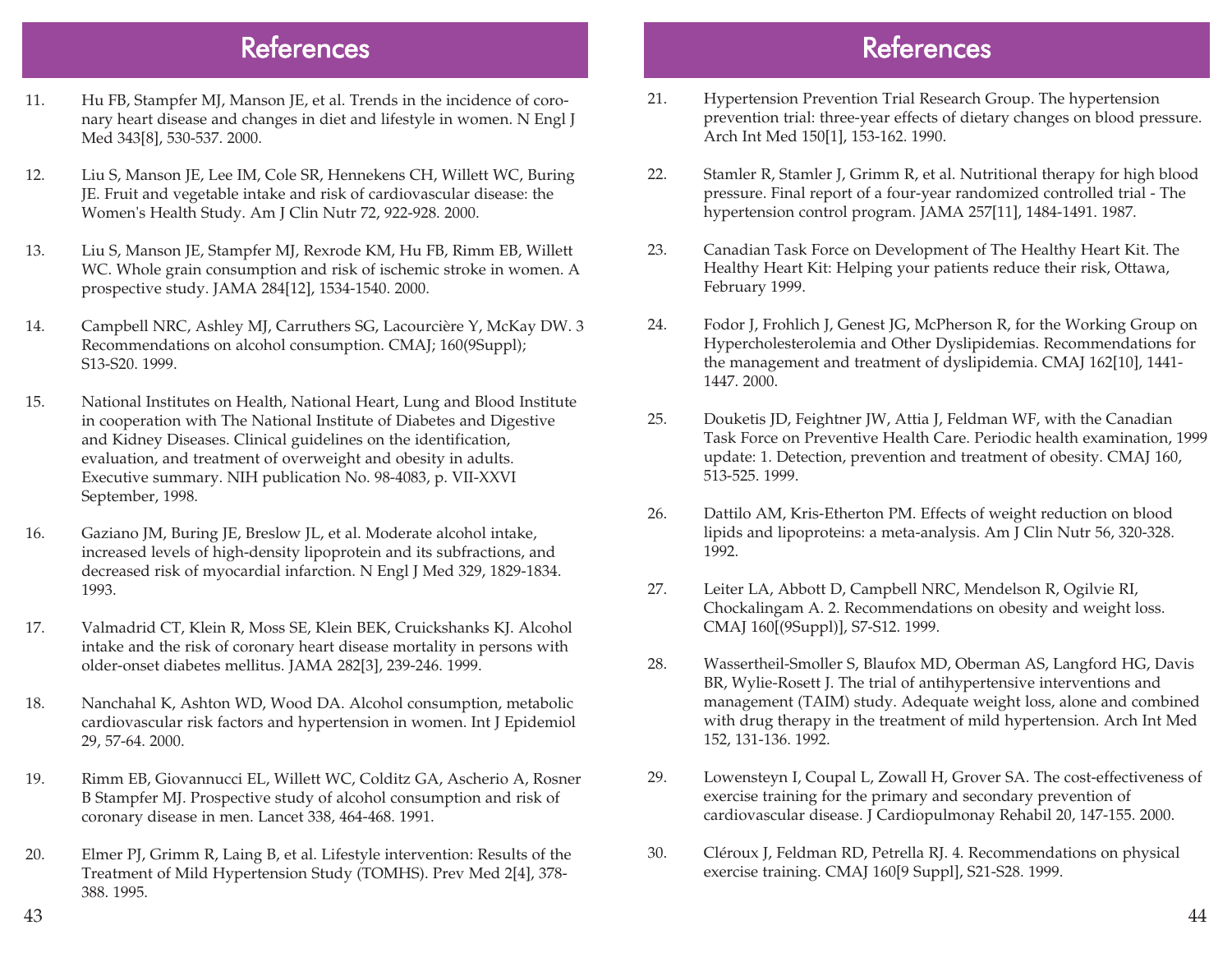# References

11. Hu FB, Stampfer MJ, Manson JE, et al. Trends in the incidence of coronary heart disease and changes in diet and lifestyle in women. N Engl J Med 343[8], 530-537. 2000.

12. Liu S, Manson JE, Lee IM, Cole SR, Hennekens CH, Willett WC, Buring JE. Fruit and vegetable intake and risk of cardiovascular disease: the Women's Health Study. Am J Clin Nutr 72, 922-928. 2000.

13. Liu S, Manson JE, Stampfer MJ, Rexrode KM, Hu FB, Rimm EB, Willett WC. Whole grain consumption and risk of ischemic stroke in women. A prospective study. JAMA 284[12], 1534-1540. 2000.

14. Campbell NRC, Ashley MJ, Carruthers SG, Lacourcière Y, McKay DW. 3 Recommendations on alcohol consumption. CMAJ; 160(9Suppl); S13-S20. 1999.

15. National Institutes on Health, National Heart, Lung and Blood Institute in cooperation with The National Institute of Diabetes and Digestive and Kidney Diseases. Clinical guidelines on the identification, evaluation, and treatment of overweight and obesity in adults. Executive summary. NIH publication No. 98-4083, p. VII-XXVI September, 1998.

16. Gaziano JM, Buring JE, Breslow JL, et al. Moderate alcohol intake, increased levels of high-density lipoprotein and its subfractions, and decreased risk of myocardial infarction. N Engl J Med 329, 1829-1834. 1993.

17. Valmadrid CT, Klein R, Moss SE, Klein BEK, Cruickshanks KJ. Alcohol intake and the risk of coronary heart disease mortality in persons with older-onset diabetes mellitus. JAMA 282[3], 239-246. 1999.

18. Nanchahal K, Ashton WD, Wood DA. Alcohol consumption, metabolic cardiovascular risk factors and hypertension in women. Int J Epidemiol 29, 57-64. 2000.

19. Rimm EB, Giovannucci EL, Willett WC, Colditz GA, Ascherio A, Rosner B Stampfer MJ. Prospective study of alcohol consumption and risk of coronary disease in men. Lancet 338, 464-468. 1991.

20. Elmer PJ, Grimm R, Laing B, et al. Lifestyle intervention: Results of the Treatment of Mild Hypertension Study (TOMHS). Prev Med 2[4], 378-388. 1995.

21. Hypertension Prevention Trial Research Group. The hypertension prevention trial: three-year effects of dietary changes on blood pressure. Arch Int Med 150[1], 153-162. 1990.

22. Stamler R, Stamler J, Grimm R, et al. Nutritional therapy for high blood pressure. Final report of a four-year randomized controlled trial - The hypertension control program. JAMA 257[11], 1484-1491. 1987.

23. Canadian Task Force on Development of The Healthy Heart Kit. The Healthy Heart Kit: Helping your patients reduce their risk, Ottawa, February 1999.

24. Fodor J, Frohlich J, Genest JG, McPherson R, for the Working Group on Hypercholesterolemia and Other Dyslipidemias. Recommendations for the management and treatment of dyslipidemia. CMAJ 162[10], 1441-1447. 2000.

25. Douketis JD, Feightner JW, Attia J, Feldman WF, with the Canadian Task Force on Preventive Health Care. Periodic health examination, 1999 update: 1. Detection, prevention and treatment of obesity. CMAJ 160, 513-525. 1999.

26. Dattilo AM, Kris-Etherton PM. Effects of weight reduction on blood lipids and lipoproteins: a meta-analysis. Am J Clin Nutr 56, 320-328. 1992.

27. Leiter LA, Abbott D, Campbell NRC, Mendelson R, Ogilvie RI, Chockalingam A. 2. Recommendations on obesity and weight loss. CMAJ 160[(9Suppl)], S7-S12. 1999.

28. Wassertheil-Smoller S, Blaufox MD, Oberman AS, Langford HG, Davis BR, Wylie-Rosett J. The trial of antihypertensive interventions and management (TAIM) study. Adequate weight loss, alone and combined with drug therapy in the treatment of mild hypertension. Arch Int Med 152, 131-136. 1992.

29. Lowensteyn I, Coupal L, Zowall H, Grover SA. The cost-effectiveness of exercise training for the primary and secondary prevention of cardiovascular disease. J Cardiopulmonay Rehabil 20, 147-155. 2000.

30. Cléroux J, Feldman RD, Petrella RJ. 4. Recommendations on physical exercise training. CMAJ 160[9 Suppl], S21-S28. 1999.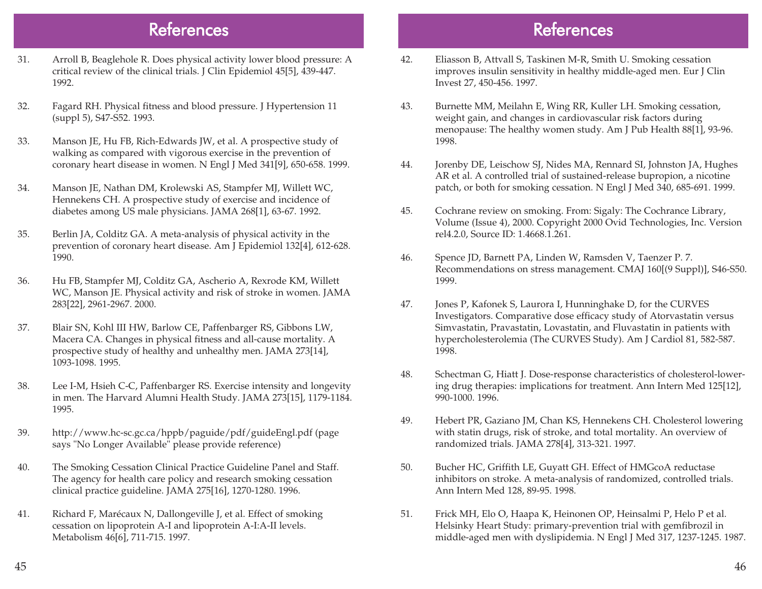## References

31. Arroll B, Beaglehole R. Does physical activity lower blood pressure: A critical review of the clinical trials. J Clin Epidemiol 45[5], 439-447. 1992.

32. Fagard RH. Physical fitness and blood pressure. J Hypertension 11 (suppl 5), S47-S52. 1993.

33. Manson JE, Hu FB, Rich-Edwards JW, et al. A prospective study of walking as compared with vigorous exercise in the prevention of coronary heart disease in women. N Engl J Med 341[9], 650-658. 1999.

34. Manson JE, Nathan DM, Krolewski AS, Stampfer MJ, Willett WC, Hennekens CH. A prospective study of exercise and incidence of diabetes among US male physicians. JAMA 268[1], 63-67. 1992.

35. Berlin JA, Colditz GA. A meta-analysis of physical activity in the prevention of coronary heart disease. Am J Epidemiol 132[4], 612-628. 1990.

36. Hu FB, Stampfer MJ, Colditz GA, Ascherio A, Rexrode KM, Willett WC, Manson JE. Physical activity and risk of stroke in women. JAMA 283[22], 2961-2967. 2000.

37. Blair SN, Kohl III HW, Barlow CE, Paffenbarger RS, Gibbons LW, Macera CA. Changes in physical fitness and all-cause mortality. A prospective study of healthy and unhealthy men. JAMA 273[14], 1093-1098. 1995.

38. Lee I-M, Hsieh C-C, Paffenbarger RS. Exercise intensity and longevity in men. The Harvard Alumni Health Study. JAMA 273[15], 1179-1184. 1995.

39. http://www.hc-sc.gc.ca/hppb/paguide/pdf/guideEngl.pdf (page says "No Longer Available" please provide reference)

40. The Smoking Cessation Clinical Practice Guideline Panel and Staff. The agency for health care policy and research smoking cessation clinical practice guideline. JAMA 275[16], 1270-1280. 1996.

41. Richard F, Marécaux N, Dallongeville J, et al. Effect of smoking cessation on lipoprotein A-I and lipoprotein A-I:A-II levels. Metabolism 46[6], 711-715. 1997.

42. Eliasson B, Attvall S, Taskinen M-R, Smith U. Smoking cessation improves insulin sensitivity in healthy middle-aged men. Eur J Clin Invest 27, 450-456. 1997.

43. Burnette MM, Meilahn E, Wing RR, Kuller LH. Smoking cessation, weight gain, and changes in cardiovascular risk factors during menopause: The healthy women study. Am J Pub Health 88[1], 93-96. 1998.

44. Jorenby DE, Leischow SJ, Nides MA, Rennard SI, Johnston JA, Hughes AR et al. A controlled trial of sustained-release bupropion, a nicotine patch, or both for smoking cessation. N Engl J Med 340, 685-691. 1999.

45. Cochrane review on smoking. From: Sigaly: The Cochrance Library, Volume (Issue 4), 2000. Copyright 2000 Ovid Technologies, Inc. Version rel4.2.0, Source ID: 1.4668.1.261.

46. Spence JD, Barnett PA, Linden W, Ramsden V, Taenzer P. 7. Recommendations on stress management. CMAJ 160[(9 Suppl)], S46-S50. 1999.

47. Jones P, Kafonek S, Laurora I, Hunninghake D, for the CURVES Investigators. Comparative dose efficacy study of Atorvastatin versus Simvastatin, Pravastatin, Lovastatin, and Fluvastatin in patients with hypercholesterolemia (The CURVES Study). Am J Cardiol 81, 582-587. 1998.

48. Schectman G, Hiatt J. Dose-response characteristics of cholesterol-lowering drug therapies: implications for treatment. Ann Intern Med 125[12], 990-1000. 1996.

49. Hebert PR, Gaziano JM, Chan KS, Hennekens CH. Cholesterol lowering with statin drugs, risk of stroke, and total mortality. An overview of randomized trials. JAMA 278[4], 313-321. 1997.

50. Bucher HC, Griffith LE, Guyatt GH. Effect of HMGcoA reductase inhibitors on stroke. A meta-analysis of randomized, controlled trials. Ann Intern Med 128, 89-95. 1998.

51. Frick MH, Elo O, Haapa K, Heinonen OP, Heinsalmi P, Helo P et al. Helsinky Heart Study: primary-prevention trial with gemfibrozil in middle-aged men with dyslipidemia. N Engl J Med 317, 1237-1245. 1987.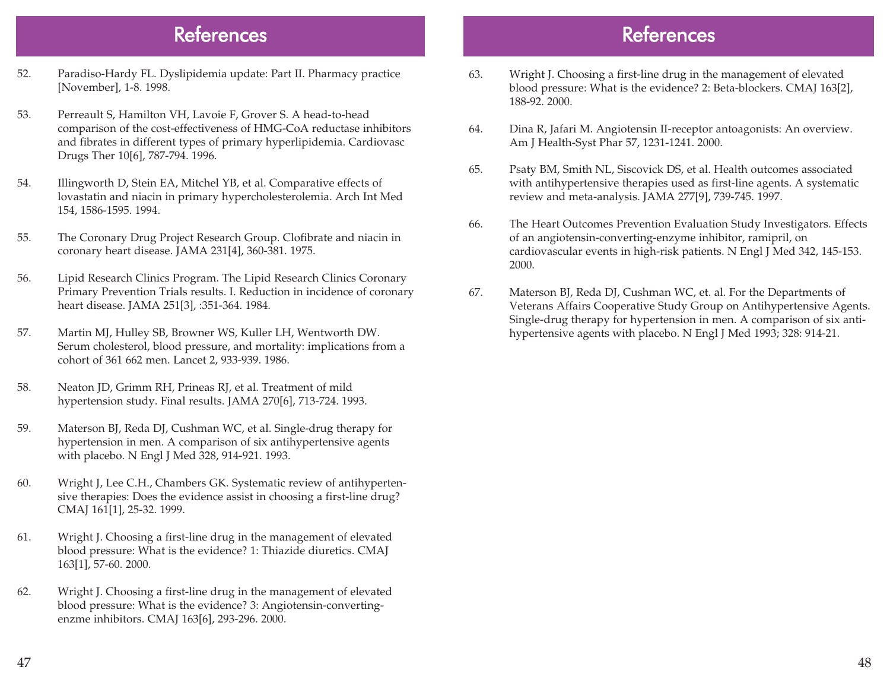# References

52. Paradiso-Hardy FL. Dyslipidemia update: Part II. Pharmacy practice [November], 1-8. 1998.

53. Perreault S, Hamilton VH, Lavoie F, Grover S. A head-to-head comparison of the cost-effectiveness of HMG-CoA reductase inhibitors and fibrates in different types of primary hyperlipidemia. Cardiovasc Drugs Ther 10[6], 787-794. 1996.

54. Illingworth D, Stein EA, Mitchel YB, et al. Comparative effects of lovastatin and niacin in primary hypercholesterolemia. Arch Int Med 154, 1586-1595. 1994.

55. The Coronary Drug Project Research Group. Clofibrate and niacin in coronary heart disease. JAMA 231[4], 360-381. 1975.

56. Lipid Research Clinics Program. The Lipid Research Clinics Coronary Primary Prevention Trials results. I. Reduction in incidence of coronary heart disease. JAMA 251[3], :351-364. 1984.

57. Martin MJ, Hulley SB, Browner WS, Kuller LH, Wentworth DW. Serum cholesterol, blood pressure, and mortality: implications from a cohort of 361 662 men. Lancet 2, 933-939. 1986.

58. Neaton JD, Grimm RH, Prineas RJ, et al. Treatment of mild hypertension study. Final results. JAMA 270[6], 713-724. 1993.

59. Materson BJ, Reda DJ, Cushman WC, et al. Single-drug therapy for hypertension in men. A comparison of six antihypertensive agents with placebo. N Engl J Med 328, 914-921. 1993.

60. Wright J, Lee C.H., Chambers GK. Systematic review of antihypertensive therapies: Does the evidence assist in choosing a first-line drug? CMAJ 161[1], 25-32. 1999.

61. Wright J. Choosing a first-line drug in the management of elevated blood pressure: What is the evidence? 1: Thiazide diuretics. CMAJ 163[1], 57-60. 2000.

62. Wright J. Choosing a first-line drug in the management of elevated blood pressure: What is the evidence? 3: Angiotensin-converting-enzme inhibitors. CMAJ 163[6], 293-296. 2000.

63. Wright J. Choosing a first-line drug in the management of elevated blood pressure: What is the evidence? 2: Beta-blockers. CMAJ 163[2], 188-92. 2000.

64. Dina R, Jafari M. Angiotensin II-receptor antoagonists: An overview. Am J Health-Syst Phar 57, 1231-1241. 2000.

65. Psaty BM, Smith NL, Siscovick DS, et al. Health outcomes associated with antihypertensive therapies used as first-line agents. A systematic review and meta-analysis. JAMA 277[9], 739-745. 1997.

66. The Heart Outcomes Prevention Evaluation Study Investigators. Effects of an angiotensin-converting-enzyme inhibitor, ramipril, on cardiovascular events in high-risk patients. N Engl J Med 342, 145-153. 2000.

67. Materson BJ, Reda DJ, Cushman WC, et. al. For the Departments of Veterans Affairs Cooperative Study Group on Antihypertensive Agents. Single-drug therapy for hypertension in men. A comparison of six antihypertensive agents with placebo. N Engl J Med 1993; 328: 914-21.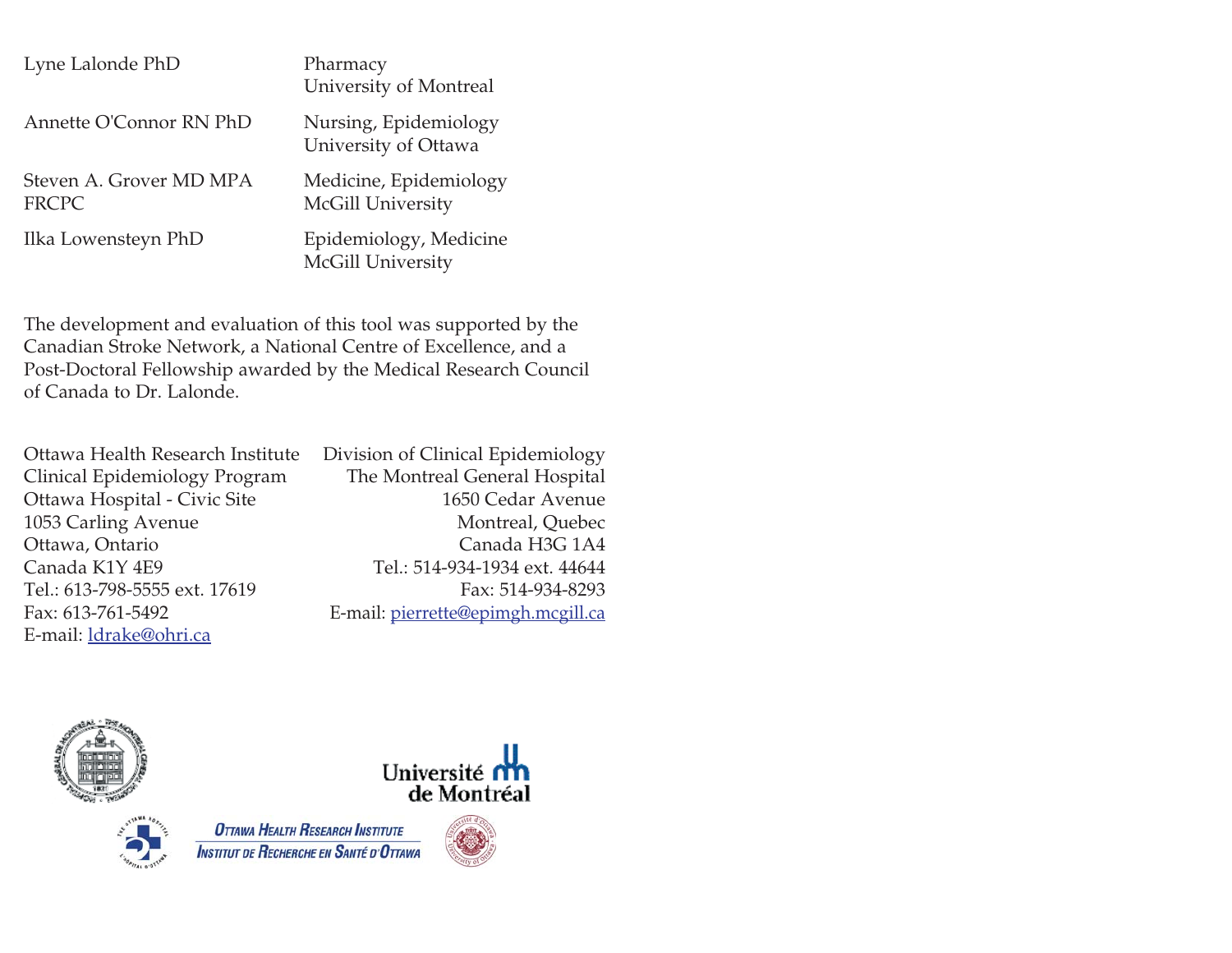| | |
|---|---|
| Lyne Lalonde PhD | Pharmacy<br>University of Montreal |
| Annette O'Connor RN PhD | Nursing, Epidemiology<br>University of Ottawa |
| Steven A. Grover MD MPA FRCPC | Medicine, Epidemiology<br>McGill University |
| Ilka Lowensteyn PhD | Epidemiology, Medicine<br>McGill University |

The development and evaluation of this tool was supported by the Canadian Stroke Network, a National Centre of Excellence, and a Post-Doctoral Fellowship awarded by the Medical Research Council of Canada to Dr. Lalonde.

Ottawa Health Research Institute
Clinical Epidemiology Program
Ottawa Hospital - Civic Site
1053 Carling Avenue
Ottawa, Ontario
Canada K1Y 4E9
Tel.: 613-798-5555 ext. 17619
Fax: 613-761-5492
E-mail: ldrake@ohri.ca

Division of Clinical Epidemiology
The Montreal General Hospital
1650 Cedar Avenue
Montreal, Quebec
Canada H3G 1A4
Tel.: 514-934-1934 ext. 44644
Fax: 514-934-8293
E-mail: pierrette@epimgh.mcgill.ca

Université de Montréal

Ottawa Health Research Institute
Institut de Recherche en Santé d'Ottawa